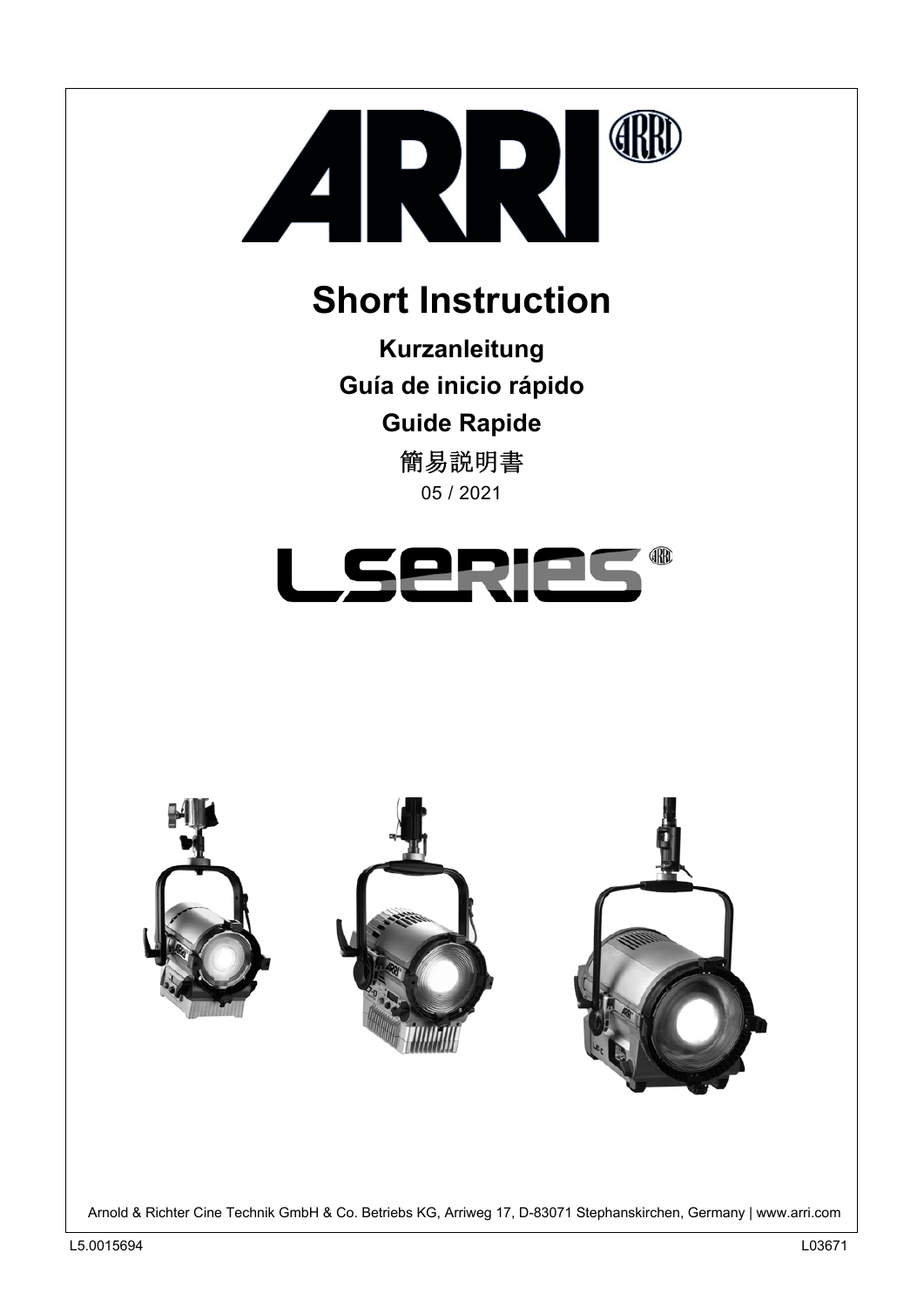# Short Instruction

**Kurzanleitung**

**Guía de inicio rápido**

**Guide Rapide**

簡易説明書

05 / 2021

Arnold & Richter Cine Technik GmbH & Co. Betriebs KG, Arriweg 17, D-83071 Stephanskirchen, Germany | www.arri.com

L5.0015694

L03671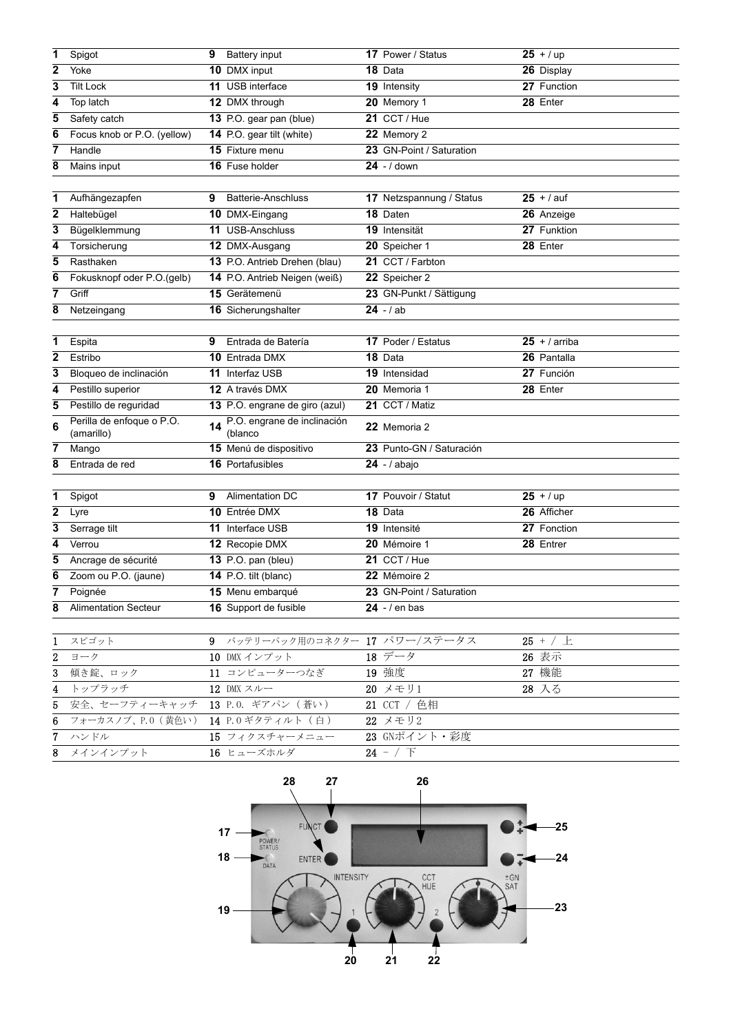| | | | | | | | |
|---|---|---|---|---|---|---|---|
| **1** | Spigot | **9** | Battery input | **17** | Power / Status | **25** | + / up |
| **2** | Yoke | **10** | DMX input | **18** | Data | **26** | Display |
| **3** | Tilt Lock | **11** | USB interface | **19** | Intensity | **27** | Function |
| **4** | Top latch | **12** | DMX through | **20** | Memory 1 | **28** | Enter |
| **5** | Safety catch | **13** | P.O. gear pan (blue) | **21** | CCT / Hue | | |
| **6** | Focus knob or P.O. (yellow) | **14** | P.O. gear tilt (white) | **22** | Memory 2 | | |
| **7** | Handle | **15** | Fixture menu | **23** | GN-Point / Saturation | | |
| **8** | Mains input | **16** | Fuse holder | **24** | - / down | | |

| | | | | | | | |
|---|---|---|---|---|---|---|---|
| **1** | Aufhängezapfen | **9** | Batterie-Anschluss | **17** | Netzspannung / Status | **25** | + / auf |
| **2** | Haltebügel | **10** | DMX-Eingang | **18** | Daten | **26** | Anzeige |
| **3** | Bügelklemmung | **11** | USB-Anschluss | **19** | Intensität | **27** | Funktion |
| **4** | Torsicherung | **12** | DMX-Ausgang | **20** | Speicher 1 | **28** | Enter |
| **5** | Rasthaken | **13** | P.O. Antrieb Drehen (blau) | **21** | CCT / Farbton | | |
| **6** | Fokusknopf oder P.O.(gelb) | **14** | P.O. Antrieb Neigen (weiß) | **22** | Speicher 2 | | |
| **7** | Griff | **15** | Gerätemenü | **23** | GN-Punkt / Sättigung | | |
| **8** | Netzeingang | **16** | Sicherungshalter | **24** | - / ab | | |

| | | | | | | | |
|---|---|---|---|---|---|---|---|
| **1** | Espita | **9** | Entrada de Batería | **17** | Poder / Estatus | **25** | + / arriba |
| **2** | Estribo | **10** | Entrada DMX | **18** | Data | **26** | Pantalla |
| **3** | Bloqueo de inclinación | **11** | Interfaz USB | **19** | Intensidad | **27** | Función |
| **4** | Pestillo superior | **12** | A través DMX | **20** | Memoria 1 | **28** | Enter |
| **5** | Pestillo de reguridad | **13** | P.O. engrane de giro (azul) | **21** | CCT / Matiz | | |
| **6** | Perilla de enfoque o P.O. (amarillo) | **14** | P.O. engrane de inclinación (blanco | **22** | Memoria 2 | | |
| **7** | Mango | **15** | Menú de dispositivo | **23** | Punto-GN / Saturación | | |
| **8** | Entrada de red | **16** | Portafusibles | **24** | - / abajo | | |

| | | | | | | | |
|---|---|---|---|---|---|---|---|
| **1** | Spigot | **9** | Alimentation DC | **17** | Pouvoir / Statut | **25** | + / up |
| **2** | Lyre | **10** | Entrée DMX | **18** | Data | **26** | Afficher |
| **3** | Serrage tilt | **11** | Interface USB | **19** | Intensité | **27** | Fonction |
| **4** | Verrou | **12** | Recopie DMX | **20** | Mémoire 1 | **28** | Entrer |
| **5** | Ancrage de sécurité | **13** | P.O. pan (bleu) | **21** | CCT / Hue | | |
| **6** | Zoom ou P.O. (jaune) | **14** | P.O. tilt (blanc) | **22** | Mémoire 2 | | |
| **7** | Poignée | **15** | Menu embarqué | **23** | GN-Point / Saturation | | |
| **8** | Alimentation Secteur | **16** | Support de fusible | **24** | - / en bas | | |

| | | | | | | | |
|---|---|---|---|---|---|---|---|
| 1 | スピゴット | 9 | バッテリーパック用のコネクター | 17 | パワー/ステータス | 25 | + / 上 |
| 2 | ヨーク | 10 | DMX インプット | 18 | データ | 26 | 表示 |
| 3 | 傾き錠、ロック | 11 | コンピューターつなぎ | 19 | 強度 | 27 | 機能 |
| 4 | トップラッチ | 12 | DMX スルー | 20 | メモリ1 | 28 | 入る |
| 5 | 安全、セーフティーキャッチ | 13 | P.O. ギアパン（蒼い） | 21 | CCT / 色相 | | |
| 6 | フォーカスノブ、P.O（黄色い） | 14 | P.O ギタティルト（白） | 22 | メモリ2 | | |
| 7 | ハンドル | 15 | フィクスチャーメニュー | 23 | GNポイント・彩度 | | |
| 8 | メインインプット | 16 | ヒューズホルダ | 24 | - / 下 | | |

28 27 26

17 POWER/STATUS FUNCT 25

18 DATA ENTER 24

INTENSITY CCT HUE ±GN SAT

19 1 2 23

20 21 22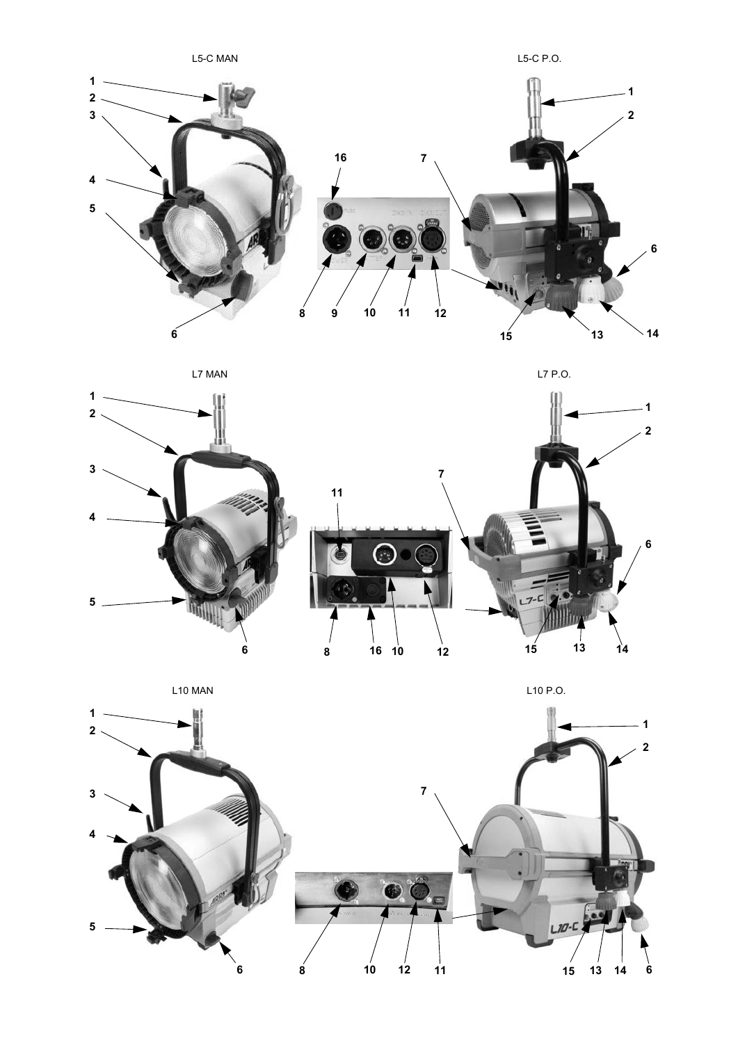L5-C MAN

L5-C P.O.

L7 MAN

L7 P.O.

L10 MAN

L10 P.O.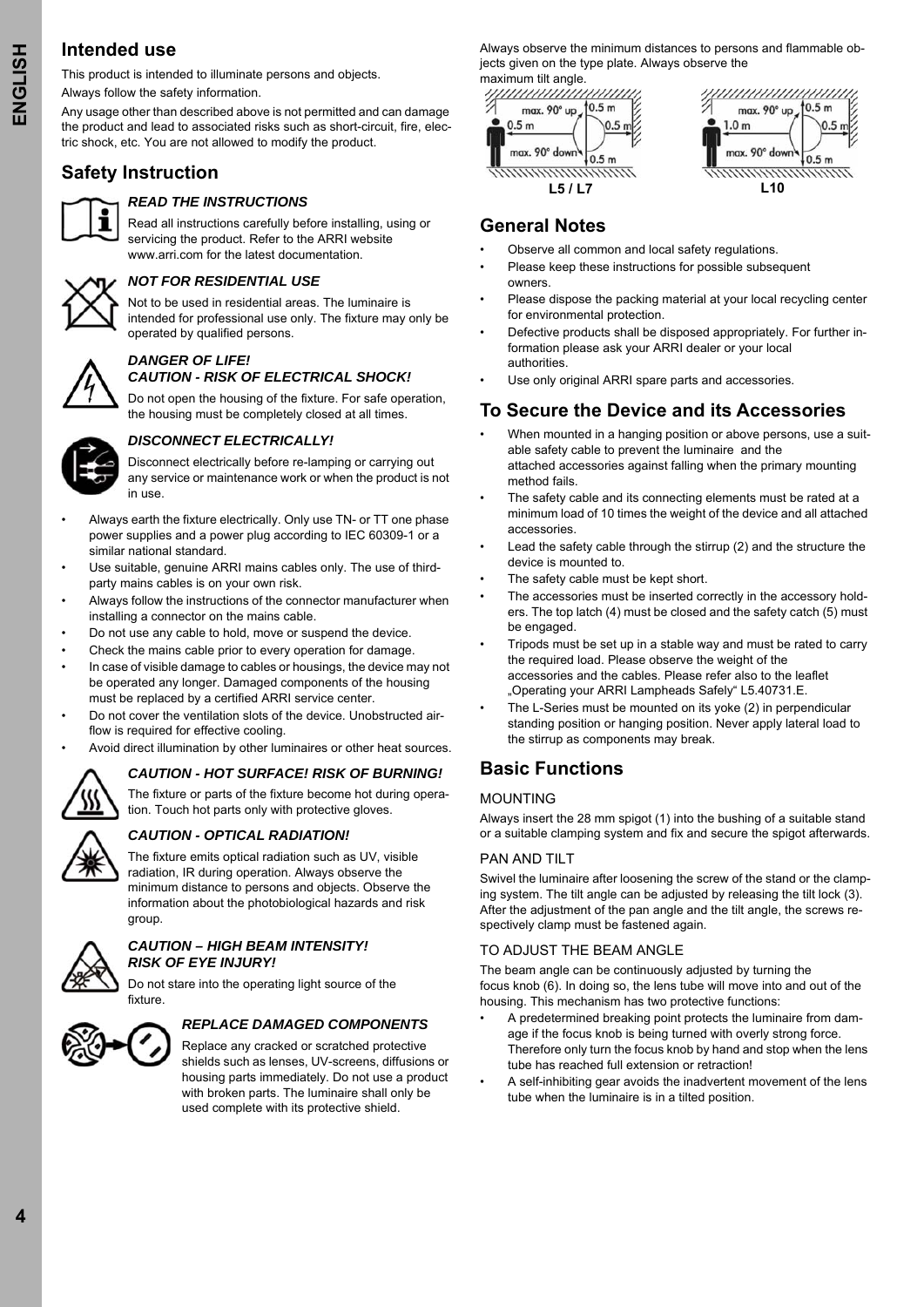## Intended use

This product is intended to illuminate persons and objects.

Always follow the safety information.

Any usage other than described above is not permitted and can damage the product and lead to associated risks such as short-circuit, fire, electric shock, etc. You are not allowed to modify the product.

## Safety Instruction

### *READ THE INSTRUCTIONS*

Read all instructions carefully before installing, using or servicing the product. Refer to the ARRI website www.arri.com for the latest documentation.

### *NOT FOR RESIDENTIAL USE*

Not to be used in residential areas. The luminaire is intended for professional use only. The fixture may only be operated by qualified persons.

### *DANGER OF LIFE! CAUTION - RISK OF ELECTRICAL SHOCK!*

Do not open the housing of the fixture. For safe operation, the housing must be completely closed at all times.

### *DISCONNECT ELECTRICALLY!*

Disconnect electrically before re-lamping or carrying out any service or maintenance work or when the product is not in use.

- Always earth the fixture electrically. Only use TN- or TT one phase power supplies and a power plug according to IEC 60309-1 or a similar national standard.
- Use suitable, genuine ARRI mains cables only. The use of third-party mains cables is on your own risk.
- Always follow the instructions of the connector manufacturer when installing a connector on the mains cable.
- Do not use any cable to hold, move or suspend the device.
- Check the mains cable prior to every operation for damage.
- In case of visible damage to cables or housings, the device may not be operated any longer. Damaged components of the housing must be replaced by a certified ARRI service center.
- Do not cover the ventilation slots of the device. Unobstructed airflow is required for effective cooling.
- Avoid direct illumination by other luminaires or other heat sources.

### *CAUTION - HOT SURFACE! RISK OF BURNING!*

The fixture or parts of the fixture become hot during operation. Touch hot parts only with protective gloves.

### *CAUTION - OPTICAL RADIATION!*

The fixture emits optical radiation such as UV, visible radiation, IR during operation. Always observe the minimum distance to persons and objects. Observe the information about the photobiological hazards and risk group.

### *CAUTION – HIGH BEAM INTENSITY! RISK OF EYE INJURY!*

Do not stare into the operating light source of the fixture.

### *REPLACE DAMAGED COMPONENTS*

Replace any cracked or scratched protective shields such as lenses, UV-screens, diffusions or housing parts immediately. Do not use a product with broken parts. The luminaire shall only be used complete with its protective shield.

Always observe the minimum distances to persons and flammable objects given on the type plate. Always observe the maximum tilt angle.

L5 / L7: max. 90° up, max. 90° down, 0.5 m, 0.5 m, 0.5 m, 0.5 m

L10: max. 90° up, max. 90° down, 1.0 m, 0.5 m, 0.5 m, 0.5 m

## General Notes

- Observe all common and local safety regulations.
- Please keep these instructions for possible subsequent owners.
- Please dispose the packing material at your local recycling center for environmental protection.
- Defective products shall be disposed appropriately. For further information please ask your ARRI dealer or your local authorities.
- Use only original ARRI spare parts and accessories.

## To Secure the Device and its Accessories

- When mounted in a hanging position or above persons, use a suitable safety cable to prevent the luminaire and the attached accessories against falling when the primary mounting method fails.
- The safety cable and its connecting elements must be rated at a minimum load of 10 times the weight of the device and all attached accessories.
- Lead the safety cable through the stirrup (2) and the structure the device is mounted to.
- The safety cable must be kept short.
- The accessories must be inserted correctly in the accessory holders. The top latch (4) must be closed and the safety catch (5) must be engaged.
- Tripods must be set up in a stable way and must be rated to carry the required load. Please observe the weight of the accessories and the cables. Please refer also to the leaflet „Operating your ARRI Lampheads Safely“ L5.40731.E.
- The L-Series must be mounted on its yoke (2) in perpendicular standing position or hanging position. Never apply lateral load to the stirrup as components may break.

## Basic Functions

### MOUNTING

Always insert the 28 mm spigot (1) into the bushing of a suitable stand or a suitable clamping system and fix and secure the spigot afterwards.

### PAN AND TILT

Swivel the luminaire after loosening the screw of the stand or the clamping system. The tilt angle can be adjusted by releasing the tilt lock (3). After the adjustment of the pan angle and the tilt angle, the screws respectively clamp must be fastened again.

### TO ADJUST THE BEAM ANGLE

The beam angle can be continuously adjusted by turning the focus knob (6). In doing so, the lens tube will move into and out of the housing. This mechanism has two protective functions:

- A predetermined breaking point protects the luminaire from damage if the focus knob is being turned with overly strong force. Therefore only turn the focus knob by hand and stop when the lens tube has reached full extension or retraction!
- A self-inhibiting gear avoids the inadvertent movement of the lens tube when the luminaire is in a tilted position.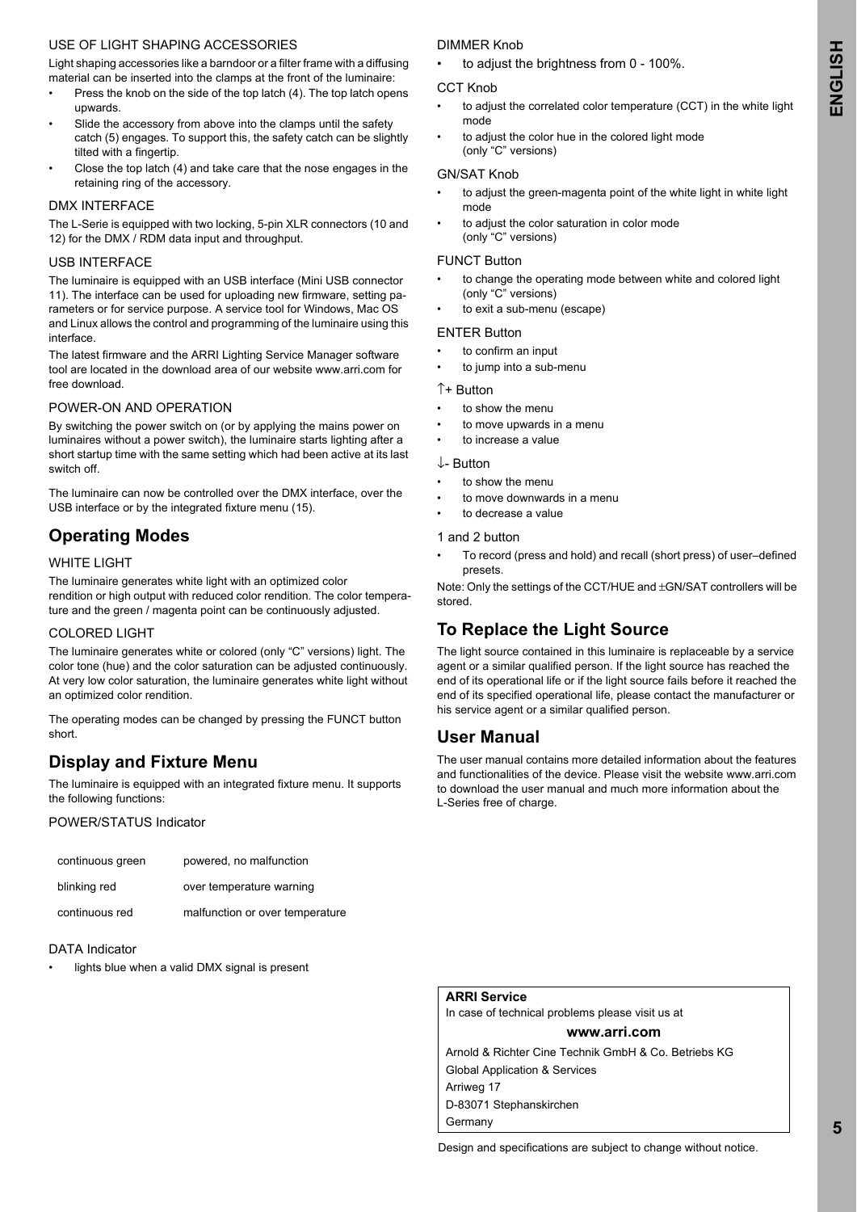USE OF LIGHT SHAPING ACCESSORIES

Light shaping accessories like a barndoor or a filter frame with a diffusing material can be inserted into the clamps at the front of the luminaire:

- Press the knob on the side of the top latch (4). The top latch opens upwards.
- Slide the accessory from above into the clamps until the safety catch (5) engages. To support this, the safety catch can be slightly tilted with a fingertip.
- Close the top latch (4) and take care that the nose engages in the retaining ring of the accessory.

DMX INTERFACE

The L-Serie is equipped with two locking, 5-pin XLR connectors (10 and 12) for the DMX / RDM data input and throughput.

USB INTERFACE

The luminaire is equipped with an USB interface (Mini USB connector 11). The interface can be used for uploading new firmware, setting parameters or for service purpose. A service tool for Windows, Mac OS and Linux allows the control and programming of the luminaire using this interface.

The latest firmware and the ARRI Lighting Service Manager software tool are located in the download area of our website www.arri.com for free download.

POWER-ON AND OPERATION

By switching the power switch on (or by applying the mains power on luminaires without a power switch), the luminaire starts lighting after a short startup time with the same setting which had been active at its last switch off.

The luminaire can now be controlled over the DMX interface, over the USB interface or by the integrated fixture menu (15).

## Operating Modes

WHITE LIGHT

The luminaire generates white light with an optimized color rendition or high output with reduced color rendition. The color temperature and the green / magenta point can be continuously adjusted.

COLORED LIGHT

The luminaire generates white or colored (only “C” versions) light. The color tone (hue) and the color saturation can be adjusted continuously. At very low color saturation, the luminaire generates white light without an optimized color rendition.

The operating modes can be changed by pressing the FUNCT button short.

## Display and Fixture Menu

The luminaire is equipped with an integrated fixture menu. It supports the following functions:

POWER/STATUS Indicator

| | |
|---|---|
| continuous green | powered, no malfunction |
| blinking red | over temperature warning |
| continuous red | malfunction or over temperature |

DATA Indicator

- lights blue when a valid DMX signal is present

DIMMER Knob

- to adjust the brightness from 0 - 100%.

CCT Knob

- to adjust the correlated color temperature (CCT) in the white light mode
- to adjust the color hue in the colored light mode (only “C” versions)

GN/SAT Knob

- to adjust the green-magenta point of the white light in white light mode
- to adjust the color saturation in color mode (only “C” versions)

FUNCT Button

- to change the operating mode between white and colored light (only “C” versions)
- to exit a sub-menu (escape)

ENTER Button

- to confirm an input
- to jump into a sub-menu

↑+ Button

- to show the menu
- to move upwards in a menu
- to increase a value

↓- Button

- to show the menu
- to move downwards in a menu
- to decrease a value

1 and 2 button

- To record (press and hold) and recall (short press) of user–defined presets.

Note: Only the settings of the CCT/HUE and ±GN/SAT controllers will be stored.

## To Replace the Light Source

The light source contained in this luminaire is replaceable by a service agent or a similar qualified person. If the light source has reached the end of its operational life or if the light source fails before it reached the end of its specified operational life, please contact the manufacturer or his service agent or a similar qualified person.

## User Manual

The user manual contains more detailed information about the features and functionalities of the device. Please visit the website www.arri.com to download the user manual and much more information about the L-Series free of charge.

**ARRI Service**

In case of technical problems please visit us at

**www.arri.com**

Arnold & Richter Cine Technik GmbH & Co. Betriebs KG
Global Application & Services
Arriweg 17
D-83071 Stephanskirchen
Germany

Design and specifications are subject to change without notice.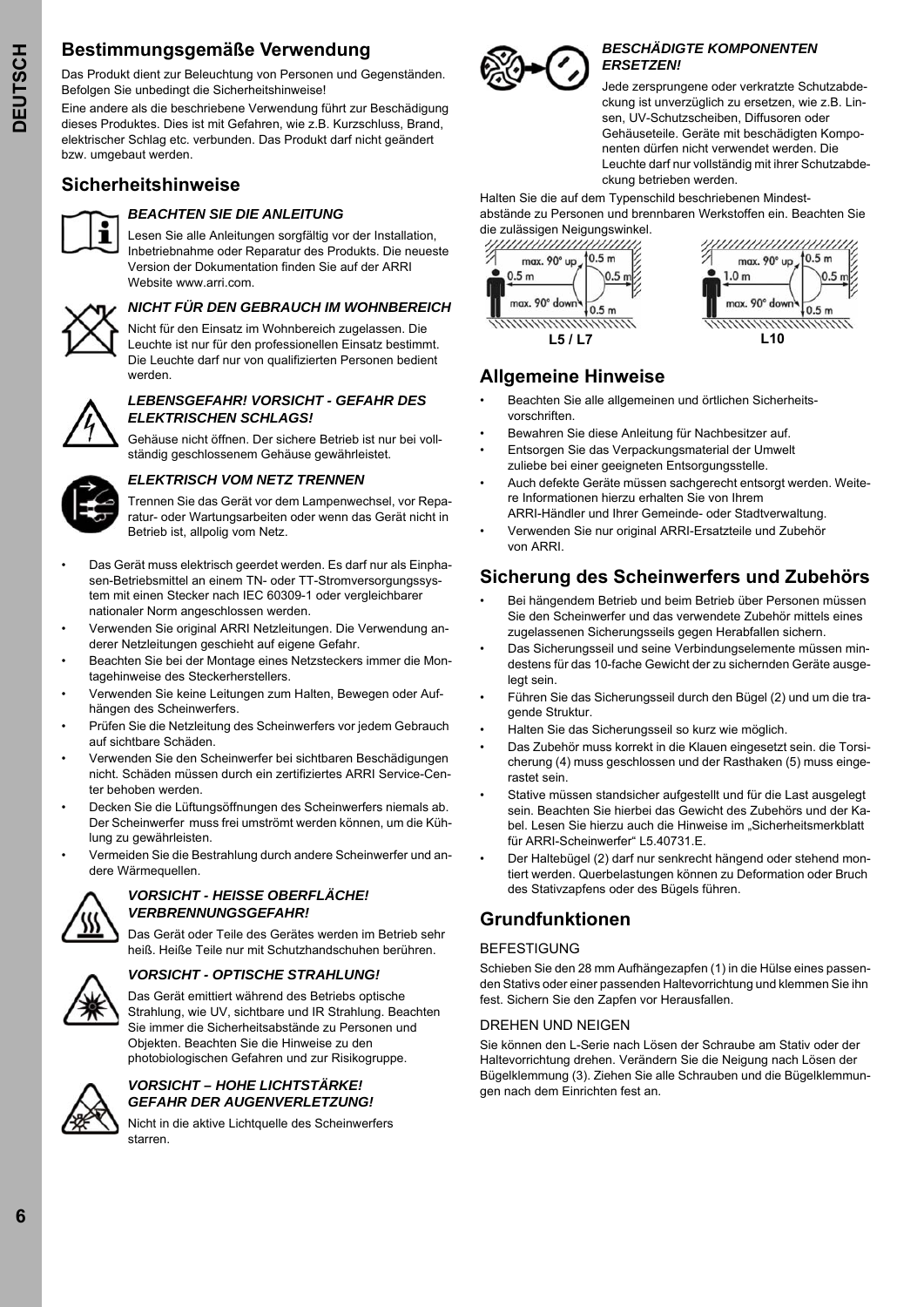## Bestimmungsgemäße Verwendung

Das Produkt dient zur Beleuchtung von Personen und Gegenständen. Befolgen Sie unbedingt die Sicherheitshinweise!

Eine andere als die beschriebene Verwendung führt zur Beschädigung dieses Produktes. Dies ist mit Gefahren, wie z.B. Kurzschluss, Brand, elektrischer Schlag etc. verbunden. Das Produkt darf nicht geändert bzw. umgebaut werden.

## Sicherheitshinweise

### *BEACHTEN SIE DIE ANLEITUNG*

Lesen Sie alle Anleitungen sorgfältig vor der Installation, Inbetriebnahme oder Reparatur des Produkts. Die neueste Version der Dokumentation finden Sie auf der ARRI Website www.arri.com.

### *NICHT FÜR DEN GEBRAUCH IM WOHNBEREICH*

Nicht für den Einsatz im Wohnbereich zugelassen. Die Leuchte ist nur für den professionellen Einsatz bestimmt. Die Leuchte darf nur von qualifizierten Personen bedient werden.

### *LEBENSGEFAHR! VORSICHT - GEFAHR DES ELEKTRISCHEN SCHLAGS!*

Gehäuse nicht öffnen. Der sichere Betrieb ist nur bei vollständig geschlossenem Gehäuse gewährleistet.

### *ELEKTRISCH VOM NETZ TRENNEN*

Trennen Sie das Gerät vor dem Lampenwechsel, vor Reparatur- oder Wartungsarbeiten oder wenn das Gerät nicht in Betrieb ist, allpolig vom Netz.

- Das Gerät muss elektrisch geerdet werden. Es darf nur als Einphasen-Betriebsmittel an einem TN- oder TT-Stromversorgungssystem mit einen Stecker nach IEC 60309-1 oder vergleichbarer nationaler Norm angeschlossen werden.
- Verwenden Sie original ARRI Netzleitungen. Die Verwendung anderer Netzleitungen geschieht auf eigene Gefahr.
- Beachten Sie bei der Montage eines Netzsteckers immer die Montagehinweise des Steckerherstellers.
- Verwenden Sie keine Leitungen zum Halten, Bewegen oder Aufhängen des Scheinwerfers.
- Prüfen Sie die Netzleitung des Scheinwerfers vor jedem Gebrauch auf sichtbare Schäden.
- Verwenden Sie den Scheinwerfer bei sichtbaren Beschädigungen nicht. Schäden müssen durch ein zertifiziertes ARRI Service-Center behoben werden.
- Decken Sie die Lüftungsöffnungen des Scheinwerfers niemals ab. Der Scheinwerfer muss frei umströmt werden können, um die Kühlung zu gewährleisten.
- Vermeiden Sie die Bestrahlung durch andere Scheinwerfer und andere Wärmequellen.

### *VORSICHT - HEISSE OBERFLÄCHE! VERBRENNUNGSGEFAHR!*

Das Gerät oder Teile des Gerätes werden im Betrieb sehr heiß. Heiße Teile nur mit Schutzhandschuhen berühren.

### *VORSICHT - OPTISCHE STRAHLUNG!*

Das Gerät emittiert während des Betriebs optische Strahlung, wie UV, sichtbare und IR Strahlung. Beachten Sie immer die Sicherheitsabstände zu Personen und Objekten. Beachten Sie die Hinweise zu den photobiologischen Gefahren und zur Risikogruppe.

### *VORSICHT – HOHE LICHTSTÄRKE! GEFAHR DER AUGENVERLETZUNG!*

Nicht in die aktive Lichtquelle des Scheinwerfers starren.

### *BESCHÄDIGTE KOMPONENTEN ERSETZEN!*

Jede zersprungene oder verkratzte Schutzabdeckung ist unverzüglich zu ersetzen, wie z.B. Linsen, UV-Schutzscheiben, Diffusoren oder Gehäuseteile. Geräte mit beschädigten Komponenten dürfen nicht verwendet werden. Die Leuchte darf nur vollständig mit ihrer Schutzabdeckung betrieben werden.

Halten Sie die auf dem Typenschild beschriebenen Mindestabstände zu Personen und brennbaren Werkstoffen ein. Beachten Sie die zulässigen Neigungswinkel.

L5 / L7: max. 90° up, max. 90° down, 0.5 m, 0.5 m, 0.5 m, 0.5 m

L10: max. 90° up, max. 90° down, 1.0 m, 0.5 m, 0.5 m, 0.5 m

## Allgemeine Hinweise

- Beachten Sie alle allgemeinen und örtlichen Sicherheitsvorschriften.
- Bewahren Sie diese Anleitung für Nachbesitzer auf.
- Entsorgen Sie das Verpackungsmaterial der Umwelt zuliebe bei einer geeigneten Entsorgungsstelle.
- Auch defekte Geräte müssen sachgerecht entsorgt werden. Weitere Informationen hierzu erhalten Sie von Ihrem ARRI-Händler und Ihrer Gemeinde- oder Stadtverwaltung.
- Verwenden Sie nur original ARRI-Ersatzteile und Zubehör von ARRI.

## Sicherung des Scheinwerfers und Zubehörs

- Bei hängendem Betrieb und beim Betrieb über Personen müssen Sie den Scheinwerfer und das verwendete Zubehör mittels eines zugelassenen Sicherungsseils gegen Herabfallen sichern.
- Das Sicherungsseil und seine Verbindungselemente müssen mindestens für das 10-fache Gewicht der zu sichernden Geräte ausgelegt sein.
- Führen Sie das Sicherungsseil durch den Bügel (2) und um die tragende Struktur.
- Halten Sie das Sicherungsseil so kurz wie möglich.
- Das Zubehör muss korrekt in die Klauen eingesetzt sein. die Torsicherung (4) muss geschlossen und der Rasthaken (5) muss eingerastet sein.
- Stative müssen standsicher aufgestellt und für die Last ausgelegt sein. Beachten Sie hierbei das Gewicht des Zubehörs und der Kabel. Lesen Sie hierzu auch die Hinweise im „Sicherheitsmerkblatt für ARRI-Scheinwerfer“ L5.40731.E.
- Der Haltebügel (2) darf nur senkrecht hängend oder stehend montiert werden. Querbelastungen können zu Deformation oder Bruch des Stativzapfens oder des Bügels führen.

## Grundfunktionen

### BEFESTIGUNG

Schieben Sie den 28 mm Aufhängezapfen (1) in die Hülse eines passenden Stativs oder einer passenden Haltevorrichtung und klemmen Sie ihn fest. Sichern Sie den Zapfen vor Herausfallen.

### DREHEN UND NEIGEN

Sie können den L-Serie nach Lösen der Schraube am Stativ oder der Haltevorrichtung drehen. Verändern Sie die Neigung nach Lösen der Bügelklemmung (3). Ziehen Sie alle Schrauben und die Bügelklemmungen nach dem Einrichten fest an.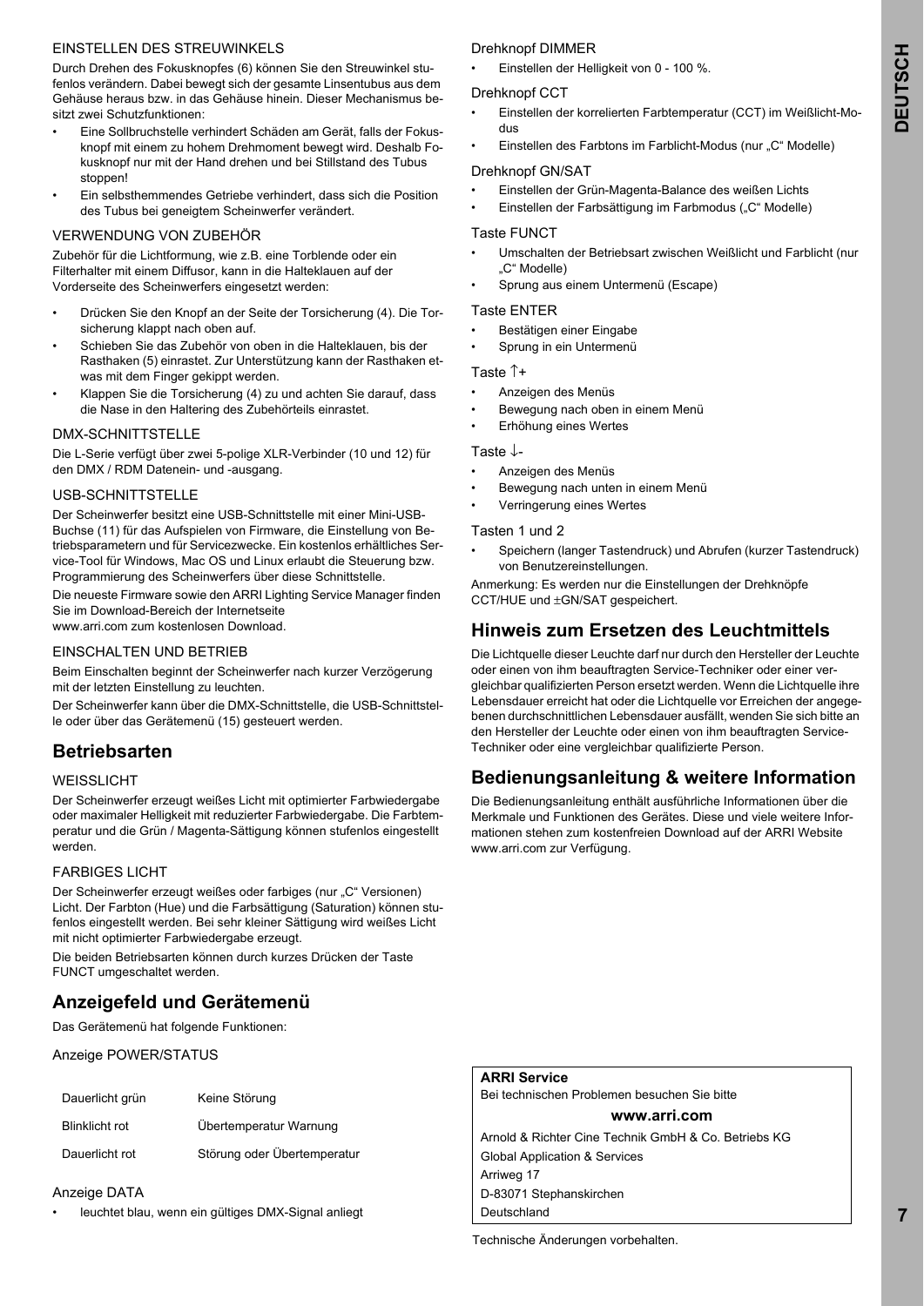### EINSTELLEN DES STREUWINKELS

Durch Drehen des Fokusknopfes (6) können Sie den Streuwinkel stufenlos verändern. Dabei bewegt sich der gesamte Linsentubus aus dem Gehäuse heraus bzw. in das Gehäuse hinein. Dieser Mechanismus besitzt zwei Schutzfunktionen:

- Eine Sollbruchstelle verhindert Schäden am Gerät, falls der Fokusknopf mit einem zu hohem Drehmoment bewegt wird. Deshalb Fokusknopf nur mit der Hand drehen und bei Stillstand des Tubus stoppen!
- Ein selbsthemmendes Getriebe verhindert, dass sich die Position des Tubus bei geneigtem Scheinwerfer verändert.

### VERWENDUNG VON ZUBEHÖR

Zubehör für die Lichtformung, wie z.B. eine Torblende oder ein Filterhalter mit einem Diffusor, kann in die Halteklauen auf der Vorderseite des Scheinwerfers eingesetzt werden:

- Drücken Sie den Knopf an der Seite der Torsicherung (4). Die Torsicherung klappt nach oben auf.
- Schieben Sie das Zubehör von oben in die Halteklauen, bis der Rasthaken (5) einrastet. Zur Unterstützung kann der Rasthaken etwas mit dem Finger gekippt werden.
- Klappen Sie die Torsicherung (4) zu und achten Sie darauf, dass die Nase in den Haltering des Zubehörteils einrastet.

### DMX-SCHNITTSTELLE

Die L-Serie verfügt über zwei 5-polige XLR-Verbinder (10 und 12) für den DMX / RDM Datenein- und -ausgang.

### USB-SCHNITTSTELLE

Der Scheinwerfer besitzt eine USB-Schnittstelle mit einer Mini-USB-Buchse (11) für das Aufspielen von Firmware, die Einstellung von Betriebsparametern und für Servicezwecke. Ein kostenlos erhältliches Service-Tool für Windows, Mac OS und Linux erlaubt die Steuerung bzw. Programmierung des Scheinwerfers über diese Schnittstelle.

Die neueste Firmware sowie den ARRI Lighting Service Manager finden Sie im Download-Bereich der Internetseite
www.arri.com zum kostenlosen Download.

### EINSCHALTEN UND BETRIEB

Beim Einschalten beginnt der Scheinwerfer nach kurzer Verzögerung mit der letzten Einstellung zu leuchten.

Der Scheinwerfer kann über die DMX-Schnittstelle, die USB-Schnittstelle oder über das Gerätemenü (15) gesteuert werden.

## Betriebsarten

### WEISSLICHT

Der Scheinwerfer erzeugt weißes Licht mit optimierter Farbwiedergabe oder maximaler Helligkeit mit reduzierter Farbwiedergabe. Die Farbtemperatur und die Grün / Magenta-Sättigung können stufenlos eingestellt werden.

### FARBIGES LICHT

Der Scheinwerfer erzeugt weißes oder farbiges (nur „C“ Versionen) Licht. Der Farbton (Hue) und die Farbsättigung (Saturation) können stufenlos eingestellt werden. Bei sehr kleiner Sättigung wird weißes Licht mit nicht optimierter Farbwiedergabe erzeugt.

Die beiden Betriebsarten können durch kurzes Drücken der Taste FUNCT umgeschaltet werden.

## Anzeigefeld und Gerätemenü

Das Gerätemenü hat folgende Funktionen:

Anzeige POWER/STATUS

| | |
|---|---|
| Dauerlicht grün | Keine Störung |
| Blinklicht rot | Übertemperatur Warnung |
| Dauerlicht rot | Störung oder Übertemperatur |

Anzeige DATA

- leuchtet blau, wenn ein gültiges DMX-Signal anliegt

Drehknopf DIMMER

- Einstellen der Helligkeit von 0 - 100 %.

Drehknopf CCT

- Einstellen der korrelierten Farbtemperatur (CCT) im Weißlicht-Modus
- Einstellen des Farbtons im Farblicht-Modus (nur „C“ Modelle)

Drehknopf GN/SAT

- Einstellen der Grün-Magenta-Balance des weißen Lichts
- Einstellen der Farbsättigung im Farbmodus („C“ Modelle)

Taste FUNCT

- Umschalten der Betriebsart zwischen Weißlicht und Farblicht (nur „C“ Modelle)
- Sprung aus einem Untermenü (Escape)

Taste ENTER

- Bestätigen einer Eingabe
- Sprung in ein Untermenü

Taste ↑+

- Anzeigen des Menüs
- Bewegung nach oben in einem Menü
- Erhöhung eines Wertes

Taste ↓-

- Anzeigen des Menüs
- Bewegung nach unten in einem Menü
- Verringerung eines Wertes

Tasten 1 und 2

- Speichern (langer Tastendruck) und Abrufen (kurzer Tastendruck) von Benutzereinstellungen.

Anmerkung: Es werden nur die Einstellungen der Drehknöpfe CCT/HUE und ±GN/SAT gespeichert.

## Hinweis zum Ersetzen des Leuchtmittels

Die Lichtquelle dieser Leuchte darf nur durch den Hersteller der Leuchte oder einen von ihm beauftragten Service-Techniker oder einer vergleichbar qualifizierten Person ersetzt werden. Wenn die Lichtquelle ihre Lebensdauer erreicht hat oder die Lichtquelle vor Erreichen der angegebenen durchschnittlichen Lebensdauer ausfällt, wenden Sie sich bitte an den Hersteller der Leuchte oder einen von ihm beauftragten Service-Techniker oder eine vergleichbar qualifizierte Person.

## Bedienungsanleitung & weitere Information

Die Bedienungsanleitung enthält ausführliche Informationen über die Merkmale und Funktionen des Gerätes. Diese und viele weitere Informationen stehen zum kostenfreien Download auf der ARRI Website www.arri.com zur Verfügung.

**ARRI Service**
Bei technischen Problemen besuchen Sie bitte

**www.arri.com**

Arnold & Richter Cine Technik GmbH & Co. Betriebs KG
Global Application & Services
Arriweg 17
D-83071 Stephanskirchen
Deutschland

Technische Änderungen vorbehalten.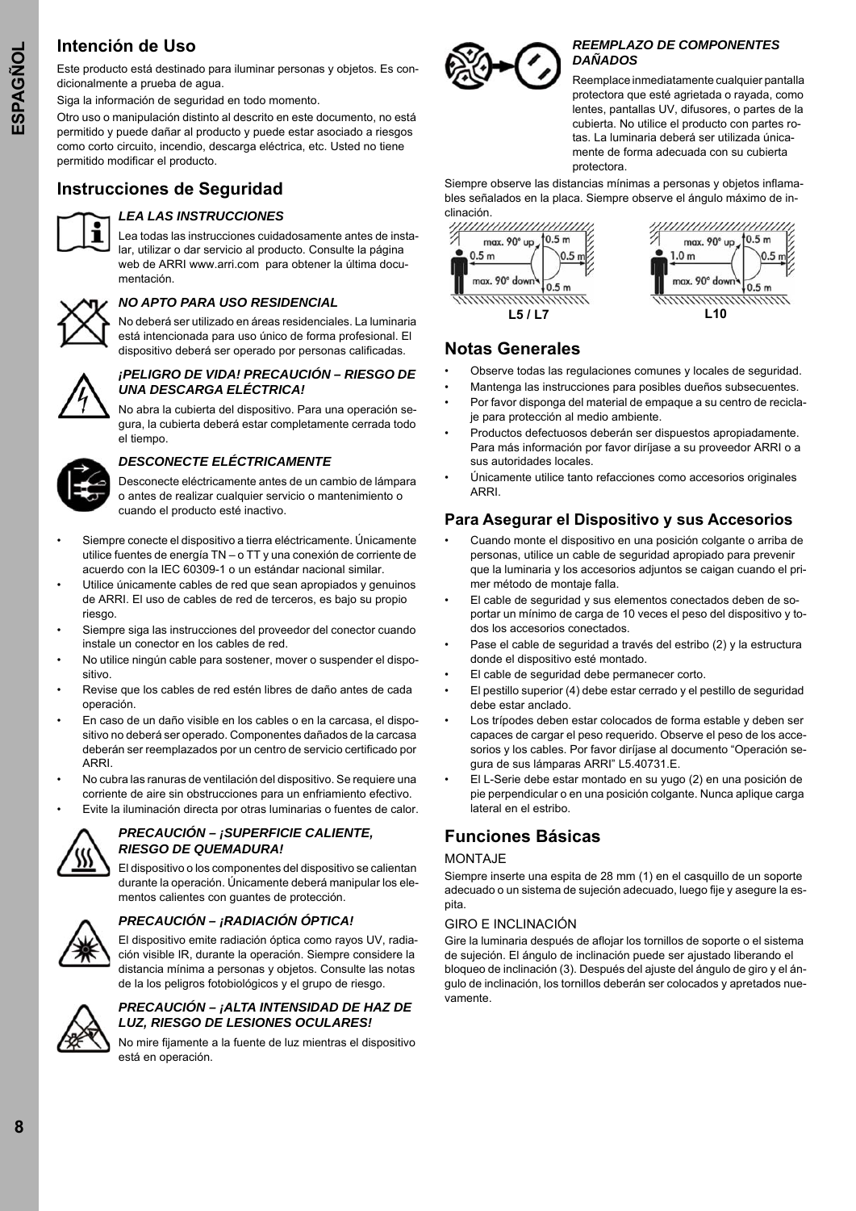## Intención de Uso

Este producto está destinado para iluminar personas y objetos. Es condicionalmente a prueba de agua.

Siga la información de seguridad en todo momento.

Otro uso o manipulación distinto al descrito en este documento, no está permitido y puede dañar al producto y puede estar asociado a riesgos como corto circuito, incendio, descarga eléctrica, etc. Usted no tiene permitido modificar el producto.

## Instrucciones de Seguridad

### *LEA LAS INSTRUCCIONES*

Lea todas las instrucciones cuidadosamente antes de instalar, utilizar o dar servicio al producto. Consulte la página web de ARRI www.arri.com para obtener la última documentación.

### *NO APTO PARA USO RESIDENCIAL*

No deberá ser utilizado en áreas residenciales. La luminaria está intencionada para uso único de forma profesional. El dispositivo deberá ser operado por personas calificadas.

### *¡PELIGRO DE VIDA! PRECAUCIÓN – RIESGO DE UNA DESCARGA ELÉCTRICA!*

No abra la cubierta del dispositivo. Para una operación segura, la cubierta deberá estar completamente cerrada todo el tiempo.

### *DESCONECTE ELÉCTRICAMENTE*

Desconecte eléctricamente antes de un cambio de lámpara o antes de realizar cualquier servicio o mantenimiento o cuando el producto esté inactivo.

- Siempre conecte el dispositivo a tierra eléctricamente. Únicamente utilice fuentes de energía TN – o TT y una conexión de corriente de acuerdo con la IEC 60309-1 o un estándar nacional similar.
- Utilice únicamente cables de red que sean apropiados y genuinos de ARRI. El uso de cables de red de terceros, es bajo su propio riesgo.
- Siempre siga las instrucciones del proveedor del conector cuando instale un conector en los cables de red.
- No utilice ningún cable para sostener, mover o suspender el dispositivo.
- Revise que los cables de red estén libres de daño antes de cada operación.
- En caso de un daño visible en los cables o en la carcasa, el dispositivo no deberá ser operado. Componentes dañados de la carcasa deberán ser reemplazados por un centro de servicio certificado por ARRI.
- No cubra las ranuras de ventilación del dispositivo. Se requiere una corriente de aire sin obstrucciones para un enfriamiento efectivo.
- Evite la iluminación directa por otras luminarias o fuentes de calor.

### *PRECAUCIÓN – ¡SUPERFICIE CALIENTE, RIESGO DE QUEMADURA!*

El dispositivo o los componentes del dispositivo se calientan durante la operación. Únicamente deberá manipular los elementos calientes con guantes de protección.

### *PRECAUCIÓN – ¡RADIACIÓN ÓPTICA!*

El dispositivo emite radiación óptica como rayos UV, radiación visible IR, durante la operación. Siempre considere la distancia mínima a personas y objetos. Consulte las notas de la los peligros fotobiológicos y el grupo de riesgo.

### *PRECAUCIÓN – ¡ALTA INTENSIDAD DE HAZ DE LUZ, RIESGO DE LESIONES OCULARES!*

No mire fijamente a la fuente de luz mientras el dispositivo está en operación.

### *REEMPLAZO DE COMPONENTES DAÑADOS*

Reemplace inmediatamente cualquier pantalla protectora que esté agrietada o rayada, como lentes, pantallas UV, difusores, o partes de la cubierta. No utilice el producto con partes rotas. La luminaria deberá ser utilizada únicamente de forma adecuada con su cubierta protectora.

Siempre observe las distancias mínimas a personas y objetos inflamables señalados en la placa. Siempre observe el ángulo máximo de inclinación.

max. 90° up, 0.5 m, 0.5 m, 0.5 m, max. 90° down, 0.5 m
L5 / L7

max. 90° up, 0.5 m, 1.0 m, 0.5 m, max. 90° down, 0.5 m
L10

## Notas Generales

- Observe todas las regulaciones comunes y locales de seguridad.
- Mantenga las instrucciones para posibles dueños subsecuentes.
- Por favor disponga del material de empaque a su centro de reciclaje para protección al medio ambiente.
- Productos defectuosos deberán ser dispuestos apropiadamente. Para más información por favor diríjase a su proveedor ARRI o a sus autoridades locales.
- Únicamente utilice tanto refacciones como accesorios originales ARRI.

### Para Asegurar el Dispositivo y sus Accesorios

- Cuando monte el dispositivo en una posición colgante o arriba de personas, utilice un cable de seguridad apropiado para prevenir que la luminaria y los accesorios adjuntos se caigan cuando el primer método de montaje falla.
- El cable de seguridad y sus elementos conectados deben de soportar un mínimo de carga de 10 veces el peso del dispositivo y todos los accesorios conectados.
- Pase el cable de seguridad a través del estribo (2) y la estructura donde el dispositivo esté montado.
- El cable de seguridad debe permanecer corto.
- El pestillo superior (4) debe estar cerrado y el pestillo de seguridad debe estar anclado.
- Los trípodes deben estar colocados de forma estable y deben ser capaces de cargar el peso requerido. Observe el peso de los accesorios y los cables. Por favor diríjase al documento “Operación segura de sus lámparas ARRI” L5.40731.E.
- El L-Serie debe estar montado en su yugo (2) en una posición de pie perpendicular o en una posición colgante. Nunca aplique carga lateral en el estribo.

## Funciones Básicas

MONTAJE

Siempre inserte una espita de 28 mm (1) en el casquillo de un soporte adecuado o un sistema de sujeción adecuado, luego fije y asegure la espita.

GIRO E INCLINACIÓN

Gire la luminaria después de aflojar los tornillos de soporte o el sistema de sujeción. El ángulo de inclinación puede ser ajustado liberando el bloqueo de inclinación (3). Después del ajuste del ángulo de giro y el ángulo de inclinación, los tornillos deberán ser colocados y apretados nuevamente.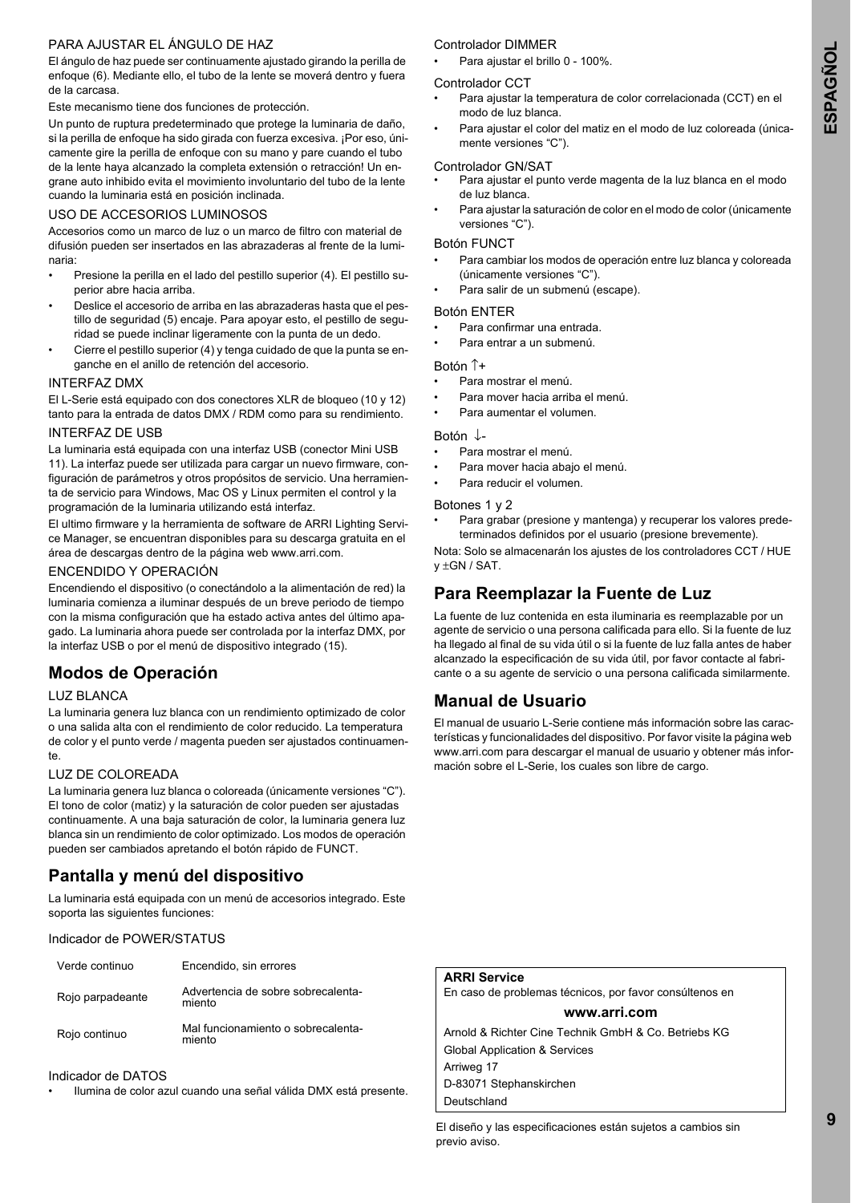PARA AJUSTAR EL ÁNGULO DE HAZ

El ángulo de haz puede ser continuamente ajustado girando la perilla de enfoque (6). Mediante ello, el tubo de la lente se moverá dentro y fuera de la carcasa.

Este mecanismo tiene dos funciones de protección.

Un punto de ruptura predeterminado que protege la luminaria de daño, si la perilla de enfoque ha sido girada con fuerza excesiva. ¡Por eso, únicamente gire la perilla de enfoque con su mano y pare cuando el tubo de la lente haya alcanzado la completa extensión o retracción! Un engrane auto inhibido evita el movimiento involuntario del tubo de la lente cuando la luminaria está en posición inclinada.

USO DE ACCESORIOS LUMINOSOS

Accesorios como un marco de luz o un marco de filtro con material de difusión pueden ser insertados en las abrazaderas al frente de la luminaria:

- Presione la perilla en el lado del pestillo superior (4). El pestillo superior abre hacia arriba.
- Deslice el accesorio de arriba en las abrazaderas hasta que el pestillo de seguridad (5) encaje. Para apoyar esto, el pestillo de seguridad se puede inclinar ligeramente con la punta de un dedo.
- Cierre el pestillo superior (4) y tenga cuidado de que la punta se enganche en el anillo de retención del accesorio.

INTERFAZ DMX

El L-Serie está equipado con dos conectores XLR de bloqueo (10 y 12) tanto para la entrada de datos DMX / RDM como para su rendimiento.

INTERFAZ DE USB

La luminaria está equipada con una interfaz USB (conector Mini USB 11). La interfaz puede ser utilizada para cargar un nuevo firmware, configuración de parámetros y otros propósitos de servicio. Una herramienta de servicio para Windows, Mac OS y Linux permiten el control y la programación de la luminaria utilizando está interfaz.

El ultimo firmware y la herramienta de software de ARRI Lighting Service Manager, se encuentran disponibles para su descarga gratuita en el área de descargas dentro de la página web www.arri.com.

ENCENDIDO Y OPERACIÓN

Encendiendo el dispositivo (o conectándolo a la alimentación de red) la luminaria comienza a iluminar después de un breve periodo de tiempo con la misma configuración que ha estado activa antes del último apagado. La luminaria ahora puede ser controlada por la interfaz DMX, por la interfaz USB o por el menú de dispositivo integrado (15).

## Modos de Operación

LUZ BLANCA

La luminaria genera luz blanca con un rendimiento optimizado de color o una salida alta con el rendimiento de color reducido. La temperatura de color y el punto verde / magenta pueden ser ajustados continuamente.

LUZ DE COLOREADA

La luminaria genera luz blanca o coloreada (únicamente versiones “C”). El tono de color (matiz) y la saturación de color pueden ser ajustadas continuamente. A una baja saturación de color, la luminaria genera luz blanca sin un rendimiento de color optimizado. Los modos de operación pueden ser cambiados apretando el botón rápido de FUNCT.

## Pantalla y menú del dispositivo

La luminaria está equipada con un menú de accesorios integrado. Este soporta las siguientes funciones:

Indicador de POWER/STATUS

| | |
|---|---|
| Verde continuo | Encendido, sin errores |
| Rojo parpadeante | Advertencia de sobre sobrecalentamiento |
| Rojo continuo | Mal funcionamiento o sobrecalentamiento |

Indicador de DATOS

- Ilumina de color azul cuando una señal válida DMX está presente.

Controlador DIMMER

- Para ajustar el brillo 0 - 100%.

Controlador CCT

- Para ajustar la temperatura de color correlacionada (CCT) en el modo de luz blanca.
- Para ajustar el color del matiz en el modo de luz coloreada (únicamente versiones “C”).

Controlador GN/SAT

- Para ajustar el punto verde magenta de la luz blanca en el modo de luz blanca.
- Para ajustar la saturación de color en el modo de color (únicamente versiones “C”).

Botón FUNCT

- Para cambiar los modos de operación entre luz blanca y coloreada (únicamente versiones “C”).
- Para salir de un submenú (escape).

Botón ENTER

- Para confirmar una entrada.
- Para entrar a un submenú.

Botón ↑+

- Para mostrar el menú.
- Para mover hacia arriba el menú.
- Para aumentar el volumen.

Botón ↓-

- Para mostrar el menú.
- Para mover hacia abajo el menú.
- Para reducir el volumen.

Botones 1 y 2

- Para grabar (presione y mantenga) y recuperar los valores predeterminados definidos por el usuario (presione brevemente).

Nota: Solo se almacenarán los ajustes de los controladores CCT / HUE y ±GN / SAT.

## Para Reemplazar la Fuente de Luz

La fuente de luz contenida en esta iluminaria es reemplazable por un agente de servicio o una persona calificada para ello. Si la fuente de luz ha llegado al final de su vida útil o si la fuente de luz falla antes de haber alcanzado la especificación de su vida útil, por favor contacte al fabricante o a su agente de servicio o una persona calificada similarmente.

## Manual de Usuario

El manual de usuario L-Serie contiene más información sobre las características y funcionalidades del dispositivo. Por favor visite la página web www.arri.com para descargar el manual de usuario y obtener más información sobre el L-Serie, los cuales son libre de cargo.

**ARRI Service**

En caso de problemas técnicos, por favor consúltenos en

**www.arri.com**

Arnold & Richter Cine Technik GmbH & Co. Betriebs KG
Global Application & Services
Arriweg 17
D-83071 Stephanskirchen
Deutschland

El diseño y las especificaciones están sujetos a cambios sin previo aviso.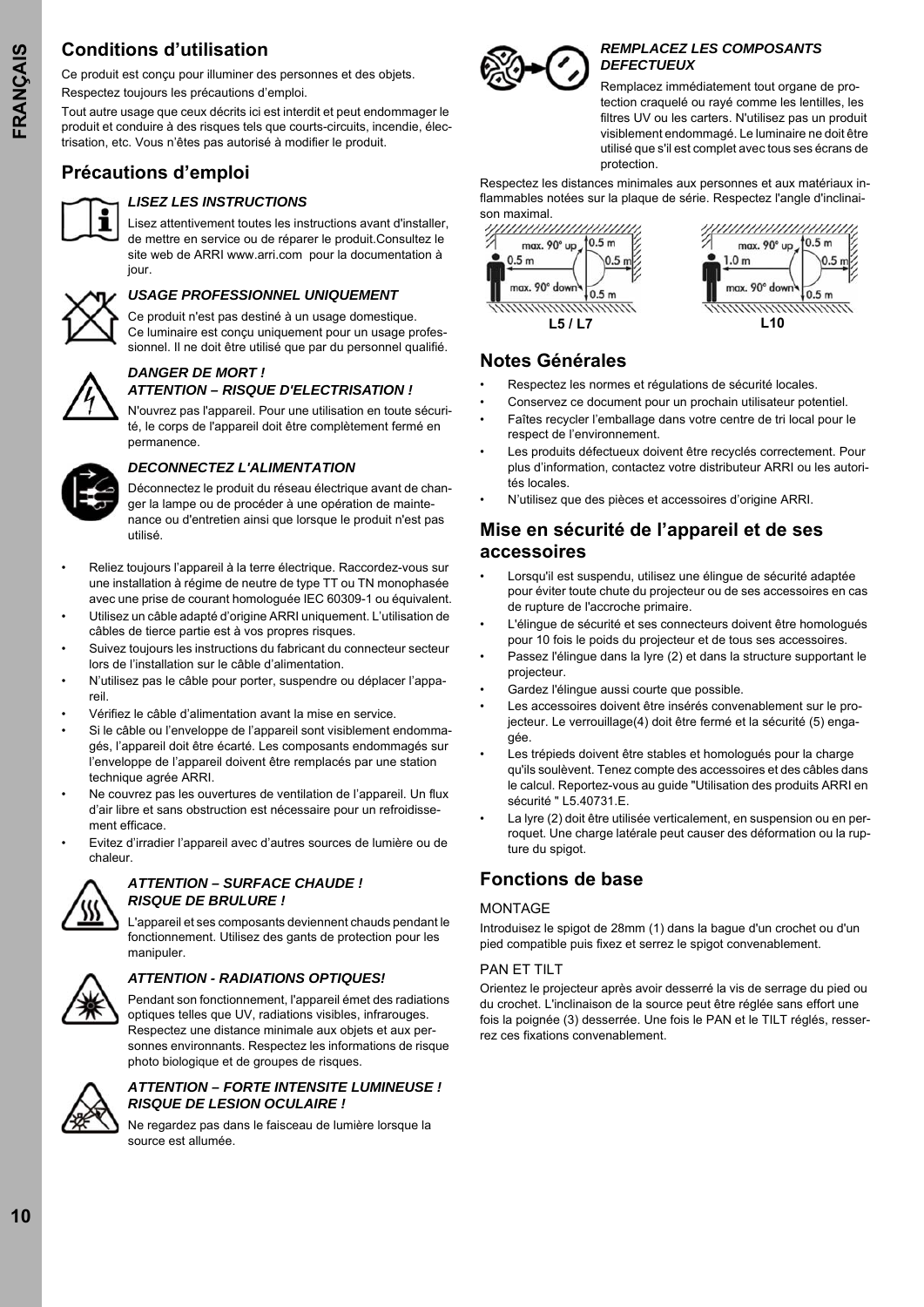## Conditions d'utilisation

Ce produit est conçu pour illuminer des personnes et des objets.

Respectez toujours les précautions d'emploi.

Tout autre usage que ceux décrits ici est interdit et peut endommager le produit et conduire à des risques tels que courts-circuits, incendie, électrisation, etc. Vous n'êtes pas autorisé à modifier le produit.

## Précautions d'emploi

***LISEZ LES INSTRUCTIONS***

Lisez attentivement toutes les instructions avant d'installer, de mettre en service ou de réparer le produit.Consultez le site web de ARRI www.arri.com pour la documentation à jour.

***USAGE PROFESSIONNEL UNIQUEMENT***

Ce produit n'est pas destiné à un usage domestique. Ce luminaire est conçu uniquement pour un usage professionnel. Il ne doit être utilisé que par du personnel qualifié.

***DANGER DE MORT !***
***ATTENTION – RISQUE D'ELECTRISATION !***

N'ouvrez pas l'appareil. Pour une utilisation en toute sécurité, le corps de l'appareil doit être complètement fermé en permanence.

***DECONNECTEZ L'ALIMENTATION***

Déconnectez le produit du réseau électrique avant de changer la lampe ou de procéder à une opération de maintenance ou d'entretien ainsi que lorsque le produit n'est pas utilisé.

- Reliez toujours l'appareil à la terre électrique. Raccordez-vous sur une installation à régime de neutre de type TT ou TN monophasée avec une prise de courant homologuée IEC 60309-1 ou équivalent.
- Utilisez un câble adapté d'origine ARRI uniquement. L'utilisation de câbles de tierce partie est à vos propres risques.
- Suivez toujours les instructions du fabricant du connecteur secteur lors de l'installation sur le câble d'alimentation.
- N'utilisez pas le câble pour porter, suspendre ou déplacer l'appareil.
- Vérifiez le câble d'alimentation avant la mise en service.
- Si le câble ou l'enveloppe de l'appareil sont visiblement endommagés, l'appareil doit être écarté. Les composants endommagés sur l'enveloppe de l'appareil doivent être remplacés par une station technique agrée ARRI.
- Ne couvrez pas les ouvertures de ventilation de l'appareil. Un flux d'air libre et sans obstruction est nécessaire pour un refroidissement efficace.
- Evitez d'irradier l'appareil avec d'autres sources de lumière ou de chaleur.

***ATTENTION – SURFACE CHAUDE !***
***RISQUE DE BRULURE !***

L'appareil et ses composants deviennent chauds pendant le fonctionnement. Utilisez des gants de protection pour les manipuler.

***ATTENTION - RADIATIONS OPTIQUES!***

Pendant son fonctionnement, l'appareil émet des radiations optiques telles que UV, radiations visibles, infrarouges. Respectez une distance minimale aux objets et aux personnes environnants. Respectez les informations de risque photo biologique et de groupes de risques.

***ATTENTION – FORTE INTENSITE LUMINEUSE !***
***RISQUE DE LESION OCULAIRE !***

Ne regardez pas dans le faisceau de lumière lorsque la source est allumée.

***REMPLACEZ LES COMPOSANTS DEFECTUEUX***

Remplacez immédiatement tout organe de protection craquelé ou rayé comme les lentilles, les filtres UV ou les carters. N'utilisez pas un produit visiblement endommagé. Le luminaire ne doit être utilisé que s'il est complet avec tous ses écrans de protection.

Respectez les distances minimales aux personnes et aux matériaux inflammables notées sur la plaque de série. Respectez l'angle d'inclinaison maximal.

L5 / L7: max. 90° up, max. 90° down, 0.5 m, 0.5 m, 0.5 m, 0.5 m

L10: max. 90° up, max. 90° down, 1.0 m, 0.5 m, 0.5 m, 0.5 m

## Notes Générales

- Respectez les normes et régulations de sécurité locales.
- Conservez ce document pour un prochain utilisateur potentiel.
- Faîtes recycler l'emballage dans votre centre de tri local pour le respect de l'environnement.
- Les produits défectueux doivent être recyclés correctement. Pour plus d'information, contactez votre distributeur ARRI ou les autorités locales.
- N'utilisez que des pièces et accessoires d'origine ARRI.

## Mise en sécurité de l'appareil et de ses accessoires

- Lorsqu'il est suspendu, utilisez une élingue de sécurité adaptée pour éviter toute chute du projecteur ou de ses accessoires en cas de rupture de l'accroche primaire.
- L'élingue de sécurité et ses connecteurs doivent être homologués pour 10 fois le poids du projecteur et de tous ses accessoires.
- Passez l'élingue dans la lyre (2) et dans la structure supportant le projecteur.
- Gardez l'élingue aussi courte que possible.
- Les accessoires doivent être insérés convenablement sur le projecteur. Le verrouillage(4) doit être fermé et la sécurité (5) engagée.
- Les trépieds doivent être stables et homologués pour la charge qu'ils soulèvent. Tenez compte des accessoires et des câbles dans le calcul. Reportez-vous au guide "Utilisation des produits ARRI en sécurité " L5.40731.E.
- La lyre (2) doit être utilisée verticalement, en suspension ou en perroquet. Une charge latérale peut causer des déformation ou la rupture du spigot.

## Fonctions de base

### MONTAGE

Introduisez le spigot de 28mm (1) dans la bague d'un crochet ou d'un pied compatible puis fixez et serrez le spigot convenablement.

### PAN ET TILT

Orientez le projecteur après avoir desserré la vis de serrage du pied ou du crochet. L'inclinaison de la source peut être réglée sans effort une fois la poignée (3) desserrée. Une fois le PAN et le TILT réglés, resserrez ces fixations convenablement.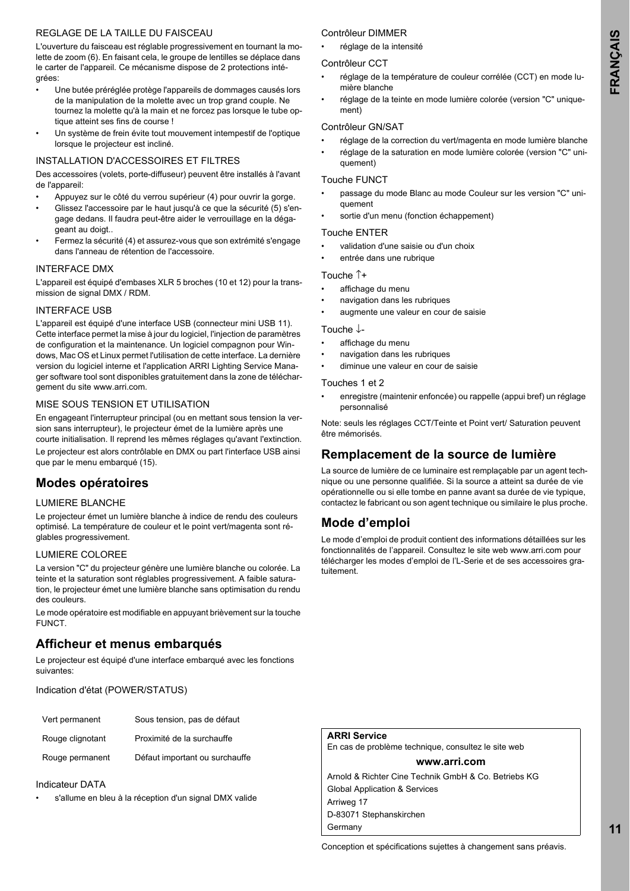REGLAGE DE LA TAILLE DU FAISCEAU

L'ouverture du faisceau est réglable progressivement en tournant la molette de zoom (6). En faisant cela, le groupe de lentilles se déplace dans le carter de l'appareil. Ce mécanisme dispose de 2 protections intégrées:

- Une butée préréglée protège l'appareils de dommages causés lors de la manipulation de la molette avec un trop grand couple. Ne tournez la molette qu'à la main et ne forcez pas lorsque le tube optique atteint ses fins de course !
- Un système de frein évite tout mouvement intempestif de l'optique lorsque le projecteur est incliné.

INSTALLATION D'ACCESSOIRES ET FILTRES

Des accessoires (volets, porte-diffuseur) peuvent être installés à l'avant de l'appareil:

- Appuyez sur le côté du verrou supérieur (4) pour ouvrir la gorge.
- Glissez l'accessoire par le haut jusqu'à ce que la sécurité (5) s'engage dedans. Il faudra peut-être aider le verrouillage en la dégageant au doigt..
- Fermez la sécurité (4) et assurez-vous que son extrémité s'engage dans l'anneau de rétention de l'accessoire.

INTERFACE DMX

L'appareil est équipé d'embases XLR 5 broches (10 et 12) pour la transmission de signal DMX / RDM.

INTERFACE USB

L'appareil est équipé d'une interface USB (connecteur mini USB 11). Cette interface permet la mise à jour du logiciel, l'injection de paramètres de configuration et la maintenance. Un logiciel compagnon pour Windows, Mac OS et Linux permet l'utilisation de cette interface. La dernière version du logiciel interne et l'application ARRI Lighting Service Manager software tool sont disponibles gratuitement dans la zone de téléchargement du site www.arri.com.

MISE SOUS TENSION ET UTILISATION

En engageant l'interrupteur principal (ou en mettant sous tension la version sans interrupteur), le projecteur émet de la lumière après une courte initialisation. Il reprend les mêmes réglages qu'avant l'extinction.

Le projecteur est alors contrôlable en DMX ou part l'interface USB ainsi que par le menu embarqué (15).

## Modes opératoires

LUMIERE BLANCHE

Le projecteur émet un lumière blanche à indice de rendu des couleurs optimisé. La température de couleur et le point vert/magenta sont réglables progressivement.

LUMIERE COLOREE

La version "C" du projecteur génère une lumière blanche ou colorée. La teinte et la saturation sont réglables progressivement. A faible saturation, le projecteur émet une lumière blanche sans optimisation du rendu des couleurs.

Le mode opératoire est modifiable en appuyant brièvement sur la touche FUNCT.

## Afficheur et menus embarqués

Le projecteur est équipé d'une interface embarqué avec les fonctions suivantes:

Indication d'état (POWER/STATUS)

| | |
|---|---|
| Vert permanent | Sous tension, pas de défaut |
| Rouge clignotant | Proximité de la surchauffe |
| Rouge permanent | Défaut important ou surchauffe |

Indicateur DATA

- s'allume en bleu à la réception d'un signal DMX valide

Contrôleur DIMMER

- réglage de la intensité

Contrôleur CCT

- réglage de la température de couleur corrélée (CCT) en mode lumière blanche
- réglage de la teinte en mode lumière colorée (version "C" uniquement)

Contrôleur GN/SAT

- réglage de la correction du vert/magenta en mode lumière blanche
- réglage de la saturation en mode lumière colorée (version "C" uniquement)

Touche FUNCT

- passage du mode Blanc au mode Couleur sur les version "C" uniquement
- sortie d'un menu (fonction échappement)

Touche ENTER

- validation d'une saisie ou d'un choix
- entrée dans une rubrique

Touche ↑+

- affichage du menu
- navigation dans les rubriques
- augmente une valeur en cour de saisie

Touche ↓-

- affichage du menu
- navigation dans les rubriques
- diminue une valeur en cour de saisie

Touches 1 et 2

- enregistre (maintenir enfoncée) ou rappelle (appui bref) un réglage personnalisé

Note: seuls les réglages CCT/Teinte et Point vert/ Saturation peuvent être mémorisés.

## Remplacement de la source de lumière

La source de lumière de ce luminaire est remplaçable par un agent technique ou une personne qualifiée. Si la source a atteint sa durée de vie opérationnelle ou si elle tombe en panne avant sa durée de vie typique, contactez le fabricant ou son agent technique ou similaire le plus proche.

## Mode d’emploi

Le mode d’emploi de produit contient des informations détaillées sur les fonctionnalités de l’appareil. Consultez le site web www.arri.com pour télécharger les modes d’emploi de l’L-Serie et de ses accessoires gratuitement.

**ARRI Service**

En cas de problème technique, consultez le site web

**www.arri.com**

Arnold & Richter Cine Technik GmbH & Co. Betriebs KG
Global Application & Services
Arriweg 17
D-83071 Stephanskirchen
Germany

Conception et spécifications sujettes à changement sans préavis.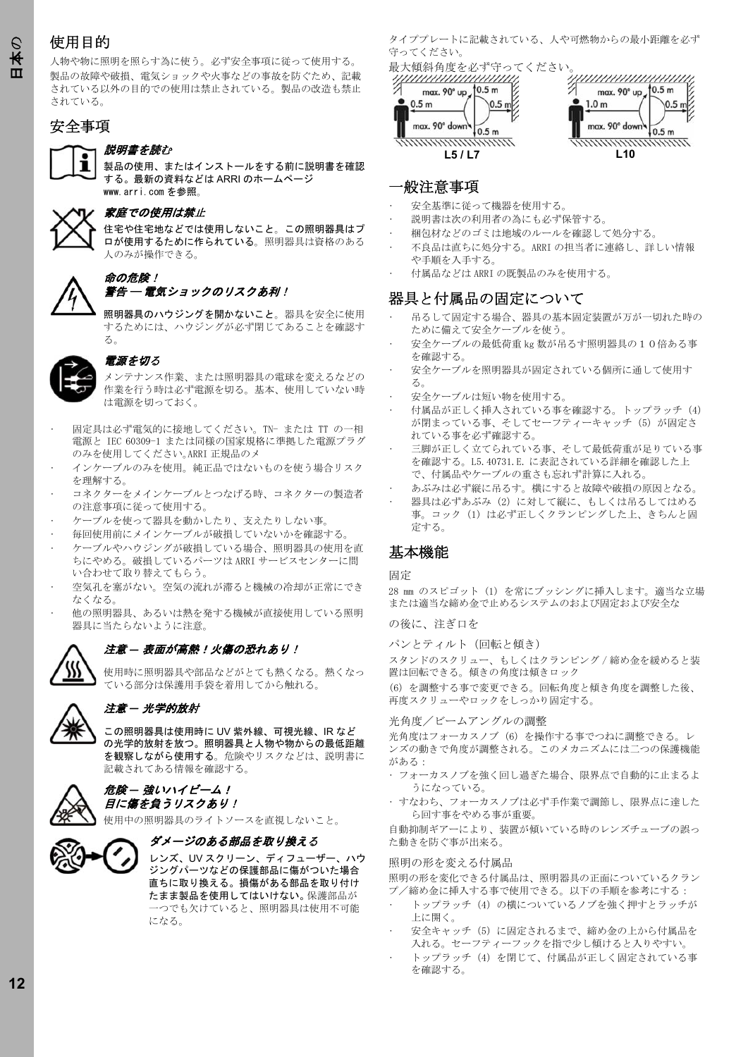## 使用目的

人物や物に照明を照らす為に使う。必ず安全事項に従って使用する。製品の故障や破損、電気ショックや火事などの事故を防ぐため、記載されている以外の目的での使用は禁止されている。製品の改造も禁止されている。

## 安全事項

***説明書を読む***

製品の使用、またはインストールをする前に説明書を確認する。最新の資料などは ARRI のホームページ www.arri.com を参照。

***家庭での使用は禁止***

住宅や住宅地などでは使用しないこと。この照明器具はプロが使用するために作られている。照明器具は資格のある人のみが操作できる。

***命の危険！***
***警告 — 電気ショックのリスクあ利！***

照明器具のハウジングを開かないこと。器具を安全に使用するためには、ハウジングが必ず閉じてあることを確認する。

***電源を切る***

メンテナンス作業、または照明器具の電球を変えるなどの作業を行う時は必ず電源を切る。基本、使用していない時は電源を切っておく。

- 固定具は必ず電気的に接地してください。TN- または TT の一相電源と IEC 60309-1 または同様の国家規格に準拠した電源プラグのみを使用してください。ARRI 正規品のメ
- インケーブルのみを使用。純正品ではないものを使う場合リスクを理解する。
- コネクターをメインケーブルとつなげる時、コネクターの製造者の注意事項に従って使用する。
- ケーブルを使って器具を動かしたり、支えたりしない事。
- 毎回使用前にメインケーブルが破損していないかを確認する。
- ケーブルやハウジングが破損している場合、照明器具の使用を直ちにやめる。破損しているパーツは ARRI サービスセンターに問い合わせて取り替えてもらう。
- 空気孔を塞がない。空気の流れが滞ると機械の冷却が正常にできなくなる。
- 他の照明器具、あるいは熱を発する機械が直接使用している照明器具に当たらないように注意。

***注意 — 表面が高熱！火傷の恐れあり！***

使用時に照明器具や部品などがとても熱くなる。熱くなっている部分は保護用手袋を着用してから触れる。

***注意 — 光学的放射***

この照明器具は使用時に UV 紫外線、可視光線、IR などの光学的放射を放つ。照明器具と人物や物からの最低距離を観察しながら使用する。危険やリスクなどは、説明書に記載されてある情報を確認する。

***危険 — 強いハイビーム！***
***目に傷を負うリスクあり！***

使用中の照明器具のライトソースを直視しないこと。

***ダメージのある部品を取り換える***

レンズ、UV スクリーン、ディフューザー、ハウジングパーツなどの保護部品に傷がついた場合直ちに取り換える。損傷がある部品を取り付けたまま製品を使用してはいけない。保護部品が一つでも欠けていると、照明器具は使用不可能になる。

タイププレートに記載されている、人や可燃物からの最小距離を必ず守ってください。

最大傾斜角度を必ず守ってください。

L5 / L7: max. 90° up / max. 90° down, 0.5 m, 0.5 m, 0.5 m, 0.5 m

L10: max. 90° up / max. 90° down, 1.0 m, 0.5 m, 0.5 m, 0.5 m

## 一般注意事項

- 安全基準に従って機器を使用する。
- 説明書は次の利用者の為にも必ず保管する。
- 梱包材などのゴミは地域のルールを確認して処分する。
- 不良品は直ちに処分する。ARRI の担当者に連絡し、詳しい情報や手順を入手する。
- 付属品などは ARRI の既製品のみを使用する。

## 器具と付属品の固定について

- 吊るして固定する場合、器具の基本固定装置が万が一切れた時のために備えて安全ケーブルを使う。
- 安全ケーブルの最低荷重 kg 数が吊るす照明器具の１０倍ある事を確認する。
- 安全ケーブルを照明器具が固定されている個所に通して使用する。
- 安全ケーブルは短い物を使用する。
- 付属品が正しく挿入されている事を確認する。トップラッチ (4) が閉まっている事、そしてセーフティーキャッチ (5) が固定されている事を必ず確認する。
- 三脚が正しく立てられている事、そして最低荷重が足りている事を確認する。L5.40731.E. に表記されている詳細を確認した上で、付属品やケーブルの重さも忘れず計算に入れる。
- あぶみは必ず縦に吊るす。横にすると故障や破損の原因となる。
- 器具は必ずあぶみ (2) に対して縦に、もしくは吊るしてはめる事。コック (1) は必ず正しくクランピングした上、きちんと固定する。

## 基本機能

固定

28 mm のスピゴット (1) を常にブッシングに挿入します。適当な立場または適当な締め金で止めるシステムのおよび固定および安全な

の後に、注ぎ口を

パンとティルト（回転と傾き）

スタンドのスクリュー、もしくはクランピング / 締め金を緩めると装置は回転できる。傾きの角度は傾きロック

(6) を調整する事で変更できる。回転角度と傾き角度を調整した後、再度スクリューやロックをしっかり固定する。

光角度／ビームアングルの調整

光角度はフォーカスノブ (6) を操作する事でつねに調整できる。レンズの動きで角度が調整される。このメカニズムには二つの保護機能がある：

- フォーカスノブを強く回し過ぎた場合、限界点で自動的に止まるようになっている。
- すなわち、フォーカスノブは必ず手作業で調節し、限界点に達したら回す事をやめる事が重要。

自動抑制ギアーにより、装置が傾いている時のレンズチューブの誤った動きを防ぐ事が出来る。

照明の形を変える付属品

照明の形を変化できる付属品は、照明器具の正面についているクランプ／締め金に挿入する事で使用できる。以下の手順を参考にする：

- トップラッチ (4) の横についているノブを強く押すとラッチが上に開く。
- 安全キャッチ (5) に固定されるまで、締め金の上から付属品を入れる。セーフティーフックを指で少し傾けると入りやすい。
- トップラッチ (4) を閉じて、付属品が正しく固定されている事を確認する。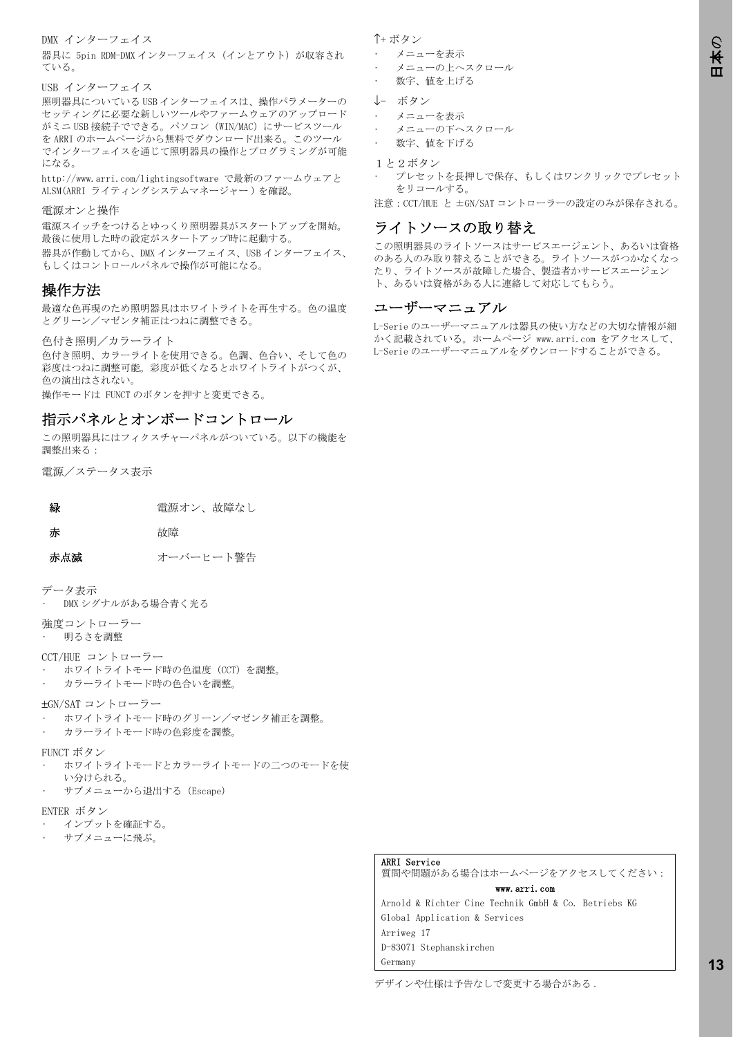DMX インターフェイス

器具に 5pin RDM-DMX インターフェイス（インとアウト）が収容されている。

USB インターフェイス

照明器具についている USB インターフェイスは、操作パラメーターのセッティングに必要な新しいツールやファームウェアのアップロードがミニ USB 接続子でできる。パソコン（WIN/MAC）にサービスツールを ARRI のホームページから無料でダウンロード出来る。このツールでインターフェイスを通じて照明器具の操作とプログラミングが可能になる。

http://www.arri.com/lightingsoftware で最新のファームウェアと ALSM(ARRI ライティングシステムマネージャー ) を確認。

電源オンと操作

電源スイッチをつけるとゆっくり照明器具がスタートアップを開始。最後に使用した時の設定がスタートアップ時に起動する。

器具が作動してから、DMX インターフェイス、USB インターフェイス、もしくはコントロールパネルで操作が可能になる。

## 操作方法

最適な色再現のため照明器具はホワイトライトを再生する。色の温度とグリーン／マゼンタ補正はつねに調整できる。

色付き照明／カラーライト

色付き照明、カラーライトを使用できる。色調、色合い、そして色の彩度はつねに調整可能。彩度が低くなるとホワイトライトがつくが、色の演出はされない。

操作モードは FUNCT のボタンを押すと変更できる。

## 指示パネルとオンボードコントロール

この照明器具にはフィクスチャーパネルがついている。以下の機能を調整出来る：

電源／ステータス表示

| | |
|---|---|
| **緑** | 電源オン、故障なし |
| **赤** | 故障 |
| **赤点滅** | オーバーヒート警告 |

データ表示
- DMX シグナルがある場合青く光る

強度コントローラー
- 明るさを調整

CCT/HUE コントローラー
- ホワイトライトモード時の色温度（CCT）を調整。
- カラーライトモード時の色合いを調整。

±GN/SAT コントローラー
- ホワイトライトモード時のグリーン／マゼンタ補正を調整。
- カラーライトモード時の色彩度を調整。

FUNCT ボタン
- ホワイトライトモードとカラーライトモードの二つのモードを使い分けられる。
- サブメニューから退出する（Escape）

ENTER ボタン
- インプットを確証する。
- サブメニューに飛ぶ。

↑+ ボタン
- メニューを表示
- メニューの上へスクロール
- 数字、値を上げる

↓− ボタン
- メニューを表示
- メニューの下へスクロール
- 数字、値を下げる

１と２ボタン
- プレセットを長押しで保存、もしくはワンクリックでプレセットをリコールする。

注意：CCT/HUE と ±GN/SAT コントローラーの設定のみが保存される。

## ライトソースの取り替え

この照明器具のライトソースはサービスエージェント、あるいは資格のある人のみ取り替えることができる。ライトソースがつかなくなったり、ライトソースが故障した場合、製造者かサービスエージェント、あるいは資格がある人に連絡して対応してもらう。

## ユーザーマニュアル

L-Serie のユーザーマニュアルは器具の使い方などの大切な情報が細かく記載されている。ホームページ www.arri.com をアクセスして、L-Serie のユーザーマニュアルをダウンロードすることができる。

**ARRI Service**
質問や問題がある場合はホームページをアクセスしてください：
**www.arri.com**
Arnold & Richter Cine Technik GmbH & Co. Betriebs KG
Global Application & Services
Arriweg 17
D-83071 Stephanskirchen
Germany

デザインや仕様は予告なしで変更する場合がある .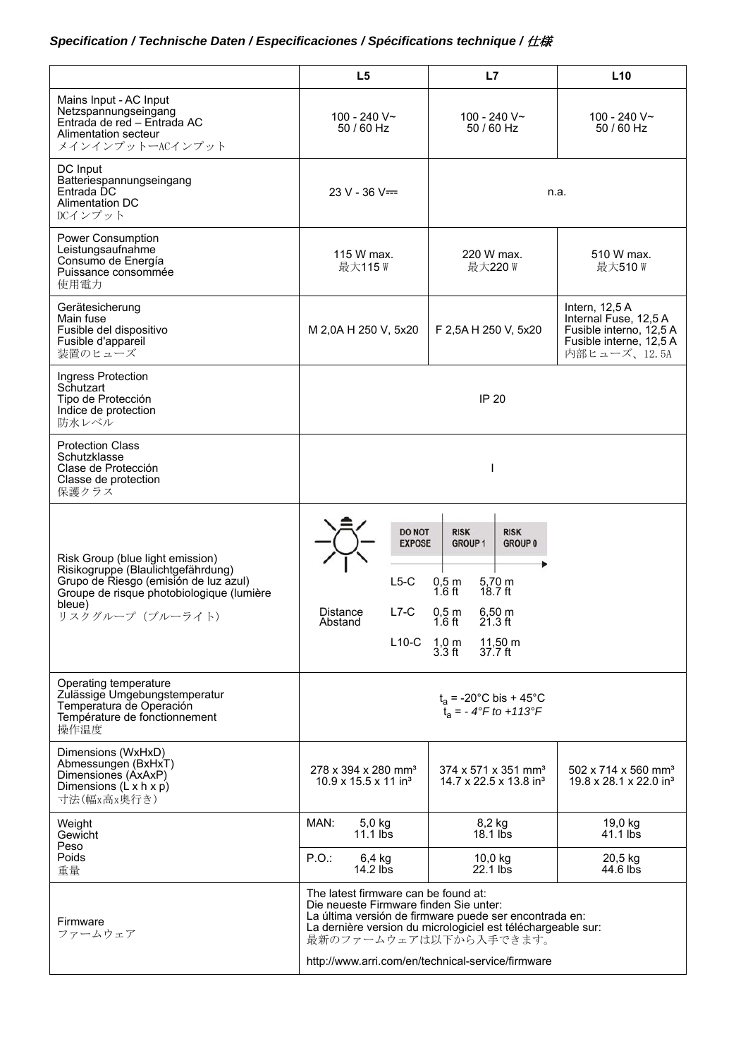*Specification / Technische Daten / Especificaciones / Spécifications technique / 仕様*

| | L5 | L7 | L10 |
|---|---|---|---|
| Mains Input - AC Input<br>Netzspannungseingang<br>Entrada de red – Entrada AC<br>Alimentation secteur<br>メインインプットーACインプット | 100 - 240 V~<br>50 / 60 Hz | 100 - 240 V~<br>50 / 60 Hz | 100 - 240 V~<br>50 / 60 Hz |
| DC Input<br>Batteriespannungseingang<br>Entrada DC<br>Alimentation DC<br>DCインプット | 23 V - 36 V⎓ | n.a. | |
| Power Consumption<br>Leistungsaufnahme<br>Consumo de Energía<br>Puissance consommée<br>使用電力 | 115 W max.<br>最大115 W | 220 W max.<br>最大220 W | 510 W max.<br>最大510 W |
| Gerätesicherung<br>Main fuse<br>Fusible del dispositivo<br>Fusible d'appareil<br>装置のヒューズ | M 2,0A H 250 V, 5x20 | F 2,5A H 250 V, 5x20 | Intern, 12,5 A<br>Internal Fuse, 12,5 A<br>Fusible interno, 12,5 A<br>Fusible interne, 12,5 A<br>内部ヒューズ、12.5A |
| Ingress Protection<br>Schutzart<br>Tipo de Protección<br>Indice de protection<br>防水レベル | IP 20 | | |
| Protection Class<br>Schutzklasse<br>Clase de Protección<br>Classe de protection<br>保護クラス | I | | |
| Risk Group (blue light emission)<br>Risikogruppe (Blaulichtgefährdung)<br>Grupo de Riesgo (emisión de luz azul)<br>Groupe de risque photobiologique (lumière bleue)<br>リスクグループ（ブルーライト） | DO NOT EXPOSE / RISK GROUP 1 / RISK GROUP 0<br>Distance / Abstand:<br>L5-C: 0,5 m (1.6 ft) / 5,70 m (18.7 ft)<br>L7-C: 0,5 m (1.6 ft) / 6,50 m (21.3 ft)<br>L10-C: 1,0 m (3.3 ft) / 11,50 m (37.7 ft) | | |
| Operating temperature<br>Zulässige Umgebungstemperatur<br>Temperatura de Operación<br>Température de fonctionnement<br>操作温度 | $t_a$ = -20°C bis + 45°C<br>$t_a$ = *- 4°F to +113°F* | | |
| Dimensions (WxHxD)<br>Abmessungen (BxHxT)<br>Dimensiones (AxAxP)<br>Dimensions (L x h x p)<br>寸法(幅x高x奥行き) | 278 x 394 x 280 mm³<br>10.9 x 15.5 x 11 in³ | 374 x 571 x 351 mm³<br>14.7 x 22.5 x 13.8 in³ | 502 x 714 x 560 mm³<br>19.8 x 28.1 x 22.0 in³ |
| Weight<br>Gewicht<br>Peso<br>Poids<br>重量 | MAN: 5,0 kg<br>11.1 lbs | 8,2 kg<br>18.1 lbs | 19,0 kg<br>41.1 lbs |
| | P.O.: 6,4 kg<br>14.2 lbs | 10,0 kg<br>22.1 lbs | 20,5 kg<br>44.6 lbs |
| Firmware<br>ファームウェア | The latest firmware can be found at:<br>Die neueste Firmware finden Sie unter:<br>La última versión de firmware puede ser encontrada en:<br>La dernière version du micrologiciel est téléchargeable sur:<br>最新のファームウェアは以下から入手できます。<br>http://www.arri.com/en/technical-service/firmware | | |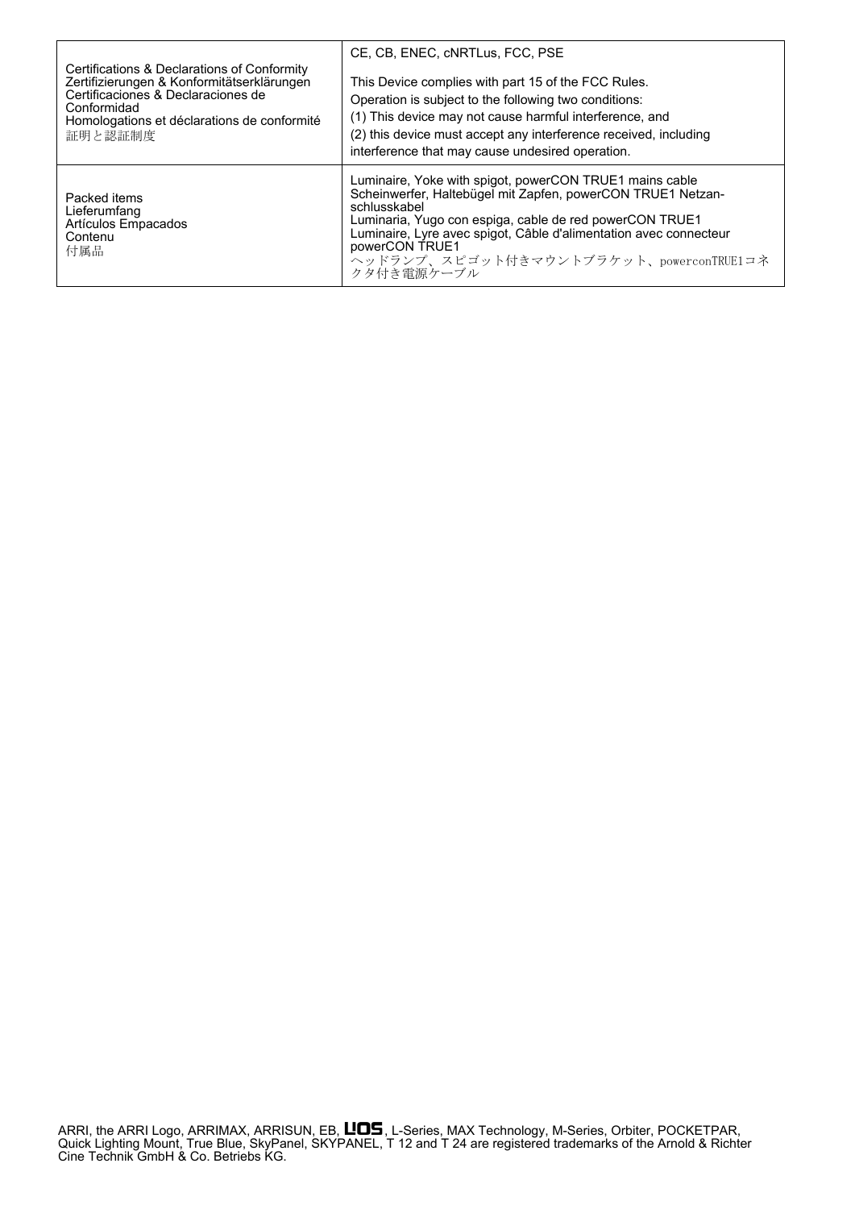| | |
|---|---|
| Certifications & Declarations of Conformity<br>Zertifizierungen & Konformitätserklärungen<br>Certificaciones & Declaraciones de Conformidad<br>Homologations et déclarations de conformité<br>証明と認証制度 | CE, CB, ENEC, cNRTLus, FCC, PSE<br><br>This Device complies with part 15 of the FCC Rules.<br>Operation is subject to the following two conditions:<br>(1) This device may not cause harmful interference, and<br>(2) this device must accept any interference received, including interference that may cause undesired operation. |
| Packed items<br>Lieferumfang<br>Artículos Empacados<br>Contenu<br>付属品 | Luminaire, Yoke with spigot, powerCON TRUE1 mains cable<br>Scheinwerfer, Haltebügel mit Zapfen, powerCON TRUE1 Netzan-schlusskabel<br>Luminaria, Yugo con espiga, cable de red powerCON TRUE1<br>Luminaire, Lyre avec spigot, Câble d'alimentation avec connecteur powerCON TRUE1<br>ヘッドランプ、スピゴット付きマウントブラケット、powerconTRUE1コネクタ付き電源ケーブル |

ARRI, the ARRI Logo, ARRIMAX, ARRISUN, EB, L!OS, L-Series, MAX Technology, M-Series, Orbiter, POCKETPAR, Quick Lighting Mount, True Blue, SkyPanel, SKYPANEL, T 12 and T 24 are registered trademarks of the Arnold & Richter Cine Technik GmbH & Co. Betriebs KG.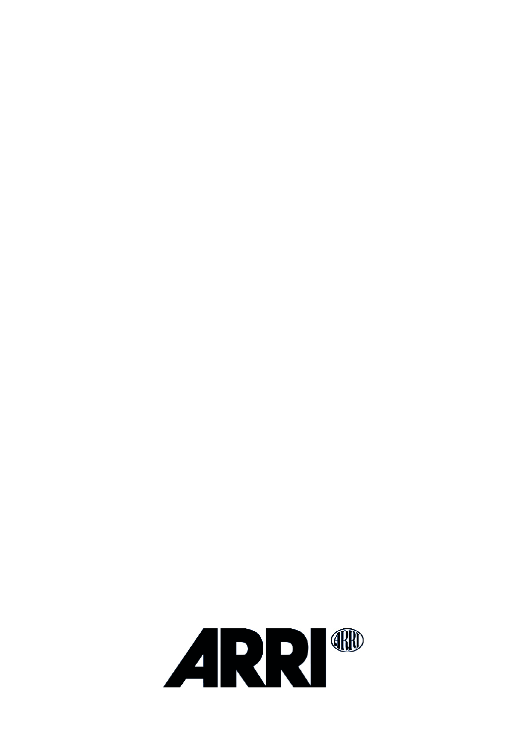ARRI